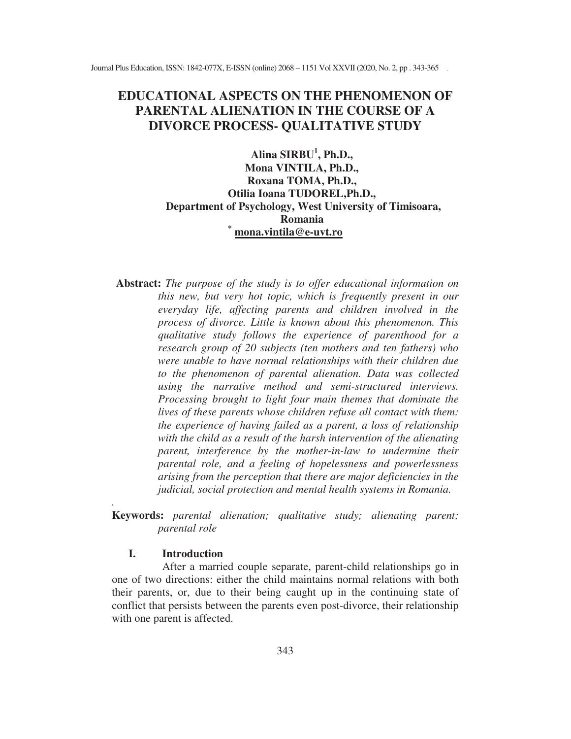# EDUCATIONAL ASPECTS ON THE PHENOMENON OF PARENTAL ALIENATION IN THE COURSE OF A DIVORCE PROCESS- QUALITATIVE STUDY

**Alina SIRBU[1], Ph.D.,**
**Mona VINTILA, Ph.D.,**
**Roxana TOMA, Ph.D.,**
**Otilia Ioana TUDOREL,Ph.D.,**
**Department of Psychology, West University of Timisoara, Romania**
[*] **mona.vintila@e-uvt.ro**

**Abstract:** *The purpose of the study is to offer educational information on this new, but very hot topic, which is frequently present in our everyday life, affecting parents and children involved in the process of divorce. Little is known about this phenomenon. This qualitative study follows the experience of parenthood for a research group of 20 subjects (ten mothers and ten fathers) who were unable to have normal relationships with their children due to the phenomenon of parental alienation. Data was collected using the narrative method and semi-structured interviews. Processing brought to light four main themes that dominate the lives of these parents whose children refuse all contact with them: the experience of having failed as a parent, a loss of relationship with the child as a result of the harsh intervention of the alienating parent, interference by the mother-in-law to undermine their parental role, and a feeling of hopelessness and powerlessness arising from the perception that there are major deficiencies in the judicial, social protection and mental health systems in Romania.*

**Keywords:** *parental alienation; qualitative study; alienating parent; parental role*

## I. Introduction

After a married couple separate, parent-child relationships go in one of two directions: either the child maintains normal relations with both their parents, or, due to their being caught up in the continuing state of conflict that persists between the parents even post-divorce, their relationship with one parent is affected.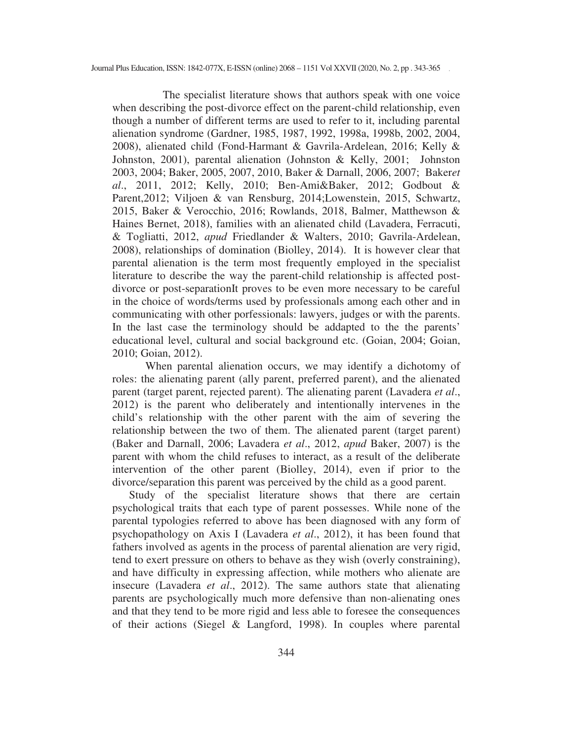The specialist literature shows that authors speak with one voice when describing the post-divorce effect on the parent-child relationship, even though a number of different terms are used to refer to it, including parental alienation syndrome (Gardner, 1985, 1987, 1992, 1998a, 1998b, 2002, 2004, 2008), alienated child (Fond-Harmant & Gavrila-Ardelean, 2016; Kelly & Johnston, 2001), parental alienation (Johnston & Kelly, 2001; Johnston 2003, 2004; Baker, 2005, 2007, 2010, Baker & Darnall, 2006, 2007; Baker*et al*., 2011, 2012; Kelly, 2010; Ben-Ami&Baker, 2012; Godbout & Parent,2012; Viljoen & van Rensburg, 2014;Lowenstein, 2015, Schwartz, 2015, Baker & Verocchio, 2016; Rowlands, 2018, Balmer, Matthewson & Haines Bernet, 2018), families with an alienated child (Lavadera, Ferracuti, & Togliatti, 2012, *apud* Friedlander & Walters, 2010; Gavrila-Ardelean, 2008), relationships of domination (Biolley, 2014). It is however clear that parental alienation is the term most frequently employed in the specialist literature to describe the way the parent-child relationship is affected post-divorce or post-separationIt proves to be even more necessary to be careful in the choice of words/terms used by professionals among each other and in communicating with other porfessionals: lawyers, judges or with the parents. In the last case the terminology should be addapted to the the parents' educational level, cultural and social background etc. (Goian, 2004; Goian, 2010; Goian, 2012).

When parental alienation occurs, we may identify a dichotomy of roles: the alienating parent (ally parent, preferred parent), and the alienated parent (target parent, rejected parent). The alienating parent (Lavadera *et al*., 2012) is the parent who deliberately and intentionally intervenes in the child's relationship with the other parent with the aim of severing the relationship between the two of them. The alienated parent (target parent) (Baker and Darnall, 2006; Lavadera *et al*., 2012, *apud* Baker, 2007) is the parent with whom the child refuses to interact, as a result of the deliberate intervention of the other parent (Biolley, 2014), even if prior to the divorce/separation this parent was perceived by the child as a good parent.

Study of the specialist literature shows that there are certain psychological traits that each type of parent possesses. While none of the parental typologies referred to above has been diagnosed with any form of psychopathology on Axis I (Lavadera *et al*., 2012), it has been found that fathers involved as agents in the process of parental alienation are very rigid, tend to exert pressure on others to behave as they wish (overly constraining), and have difficulty in expressing affection, while mothers who alienate are insecure (Lavadera *et al*., 2012). The same authors state that alienating parents are psychologically much more defensive than non-alienating ones and that they tend to be more rigid and less able to foresee the consequences of their actions (Siegel & Langford, 1998). In couples where parental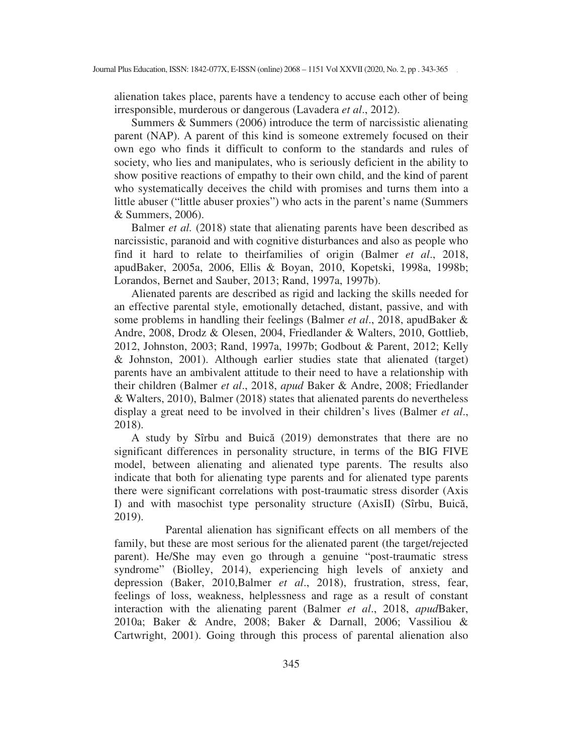alienation takes place, parents have a tendency to accuse each other of being irresponsible, murderous or dangerous (Lavadera *et al*., 2012).

Summers & Summers (2006) introduce the term of narcissistic alienating parent (NAP). A parent of this kind is someone extremely focused on their own ego who finds it difficult to conform to the standards and rules of society, who lies and manipulates, who is seriously deficient in the ability to show positive reactions of empathy to their own child, and the kind of parent who systematically deceives the child with promises and turns them into a little abuser ("little abuser proxies") who acts in the parent's name (Summers & Summers, 2006).

Balmer *et al.* (2018) state that alienating parents have been described as narcissistic, paranoid and with cognitive disturbances and also as people who find it hard to relate to theirfamilies of origin (Balmer *et al*., 2018, apudBaker, 2005a, 2006, Ellis & Boyan, 2010, Kopetski, 1998a, 1998b; Lorandos, Bernet and Sauber, 2013; Rand, 1997a, 1997b).

Alienated parents are described as rigid and lacking the skills needed for an effective parental style, emotionally detached, distant, passive, and with some problems in handling their feelings (Balmer *et al*., 2018, apudBaker & Andre, 2008, Drodz & Olesen, 2004, Friedlander & Walters, 2010, Gottlieb, 2012, Johnston, 2003; Rand, 1997a, 1997b; Godbout & Parent, 2012; Kelly & Johnston, 2001). Although earlier studies state that alienated (target) parents have an ambivalent attitude to their need to have a relationship with their children (Balmer *et al*., 2018, *apud* Baker & Andre, 2008; Friedlander & Walters, 2010), Balmer (2018) states that alienated parents do nevertheless display a great need to be involved in their children's lives (Balmer *et al*., 2018).

A study by Sîrbu and Buică (2019) demonstrates that there are no significant differences in personality structure, in terms of the BIG FIVE model, between alienating and alienated type parents. The results also indicate that both for alienating type parents and for alienated type parents there were significant correlations with post-traumatic stress disorder (Axis I) and with masochist type personality structure (AxisII) (Sîrbu, Buică, 2019).

Parental alienation has significant effects on all members of the family, but these are most serious for the alienated parent (the target/rejected parent). He/She may even go through a genuine "post-traumatic stress syndrome" (Biolley, 2014), experiencing high levels of anxiety and depression (Baker, 2010,Balmer *et al*., 2018), frustration, stress, fear, feelings of loss, weakness, helplessness and rage as a result of constant interaction with the alienating parent (Balmer *et al*., 2018, *apud*Baker, 2010a; Baker & Andre, 2008; Baker & Darnall, 2006; Vassiliou & Cartwright, 2001). Going through this process of parental alienation also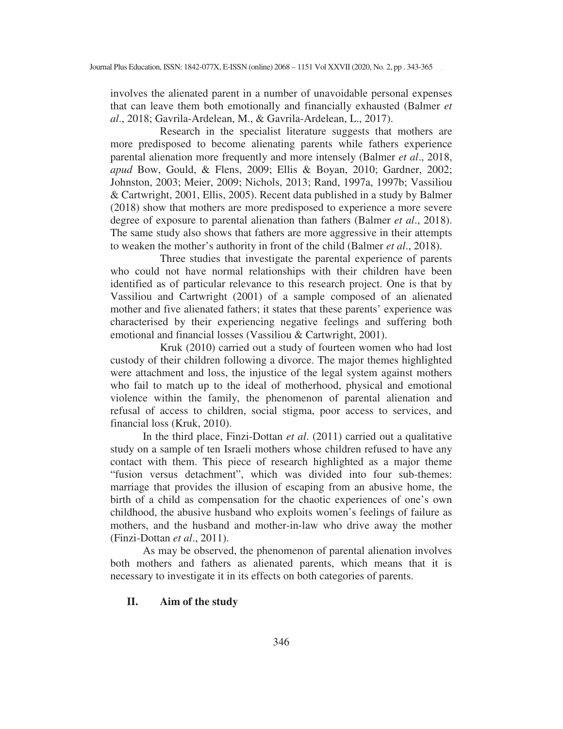involves the alienated parent in a number of unavoidable personal expenses that can leave them both emotionally and financially exhausted (Balmer *et al*., 2018; Gavrila-Ardelean, M., & Gavrila-Ardelean, L., 2017).

Research in the specialist literature suggests that mothers are more predisposed to become alienating parents while fathers experience parental alienation more frequently and more intensely (Balmer *et al*., 2018, *apud* Bow, Gould, & Flens, 2009; Ellis & Boyan, 2010; Gardner, 2002; Johnston, 2003; Meier, 2009; Nichols, 2013; Rand, 1997a, 1997b; Vassiliou & Cartwright, 2001, Ellis, 2005). Recent data published in a study by Balmer (2018) show that mothers are more predisposed to experience a more severe degree of exposure to parental alienation than fathers (Balmer *et al*., 2018). The same study also shows that fathers are more aggressive in their attempts to weaken the mother's authority in front of the child (Balmer *et al*., 2018).

Three studies that investigate the parental experience of parents who could not have normal relationships with their children have been identified as of particular relevance to this research project. One is that by Vassiliou and Cartwright (2001) of a sample composed of an alienated mother and five alienated fathers; it states that these parents' experience was characterised by their experiencing negative feelings and suffering both emotional and financial losses (Vassiliou & Cartwright, 2001).

Kruk (2010) carried out a study of fourteen women who had lost custody of their children following a divorce. The major themes highlighted were attachment and loss, the injustice of the legal system against mothers who fail to match up to the ideal of motherhood, physical and emotional violence within the family, the phenomenon of parental alienation and refusal of access to children, social stigma, poor access to services, and financial loss (Kruk, 2010).

In the third place, Finzi-Dottan *et al*. (2011) carried out a qualitative study on a sample of ten Israeli mothers whose children refused to have any contact with them. This piece of research highlighted as a major theme "fusion versus detachment", which was divided into four sub-themes: marriage that provides the illusion of escaping from an abusive home, the birth of a child as compensation for the chaotic experiences of one's own childhood, the abusive husband who exploits women's feelings of failure as mothers, and the husband and mother-in-law who drive away the mother (Finzi-Dottan *et al*., 2011).

As may be observed, the phenomenon of parental alienation involves both mothers and fathers as alienated parents, which means that it is necessary to investigate it in its effects on both categories of parents.

## II. Aim of the study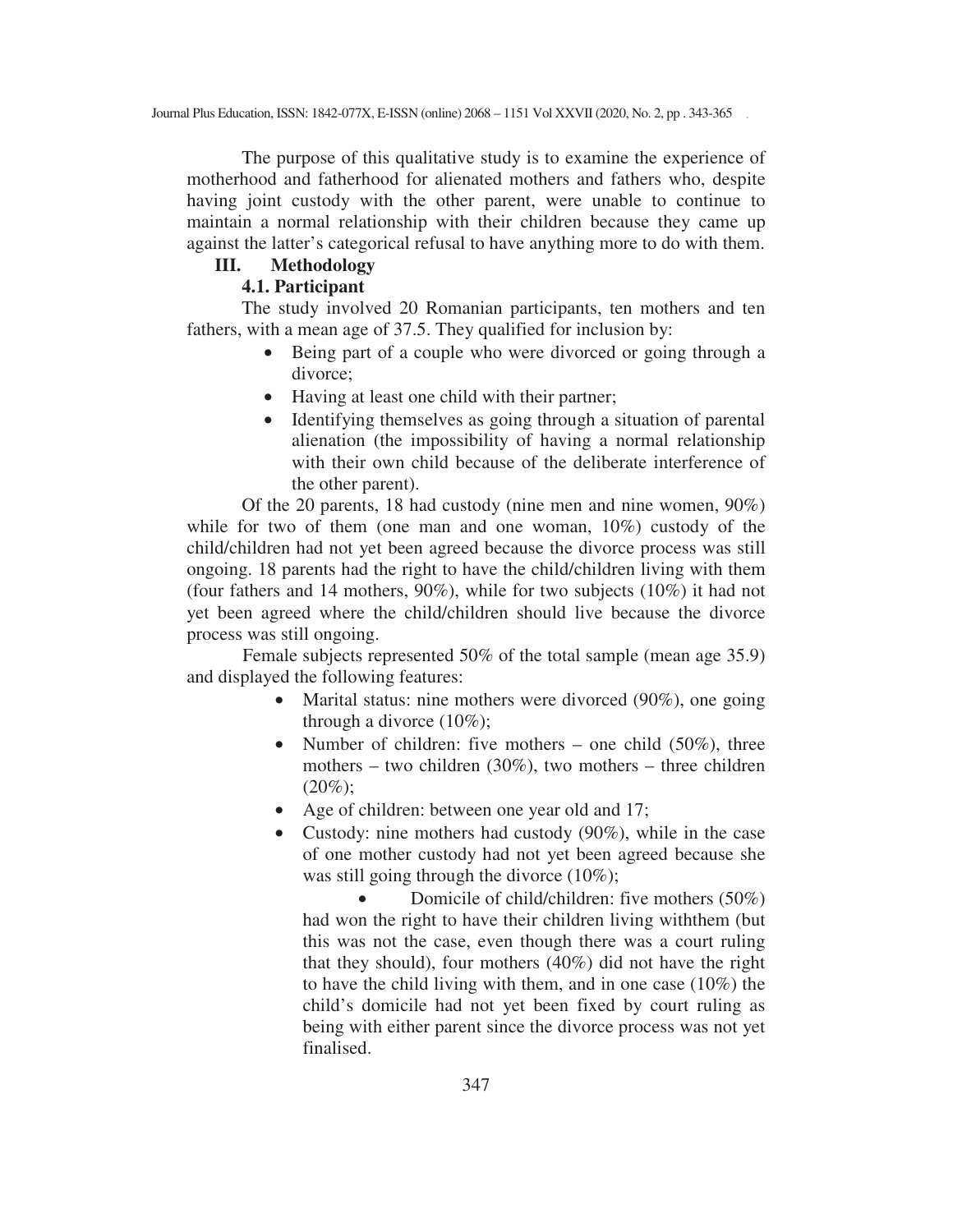The purpose of this qualitative study is to examine the experience of motherhood and fatherhood for alienated mothers and fathers who, despite having joint custody with the other parent, were unable to continue to maintain a normal relationship with their children because they came up against the latter's categorical refusal to have anything more to do with them.

## III. Methodology

### 4.1. Participant

The study involved 20 Romanian participants, ten mothers and ten fathers, with a mean age of 37.5. They qualified for inclusion by:

- Being part of a couple who were divorced or going through a divorce;
- Having at least one child with their partner;
- Identifying themselves as going through a situation of parental alienation (the impossibility of having a normal relationship with their own child because of the deliberate interference of the other parent).

Of the 20 parents, 18 had custody (nine men and nine women, 90%) while for two of them (one man and one woman, 10%) custody of the child/children had not yet been agreed because the divorce process was still ongoing. 18 parents had the right to have the child/children living with them (four fathers and 14 mothers, 90%), while for two subjects (10%) it had not yet been agreed where the child/children should live because the divorce process was still ongoing.

Female subjects represented 50% of the total sample (mean age 35.9) and displayed the following features:

- Marital status: nine mothers were divorced (90%), one going through a divorce (10%);
- Number of children: five mothers – one child (50%), three mothers – two children (30%), two mothers – three children (20%);
- Age of children: between one year old and 17;
- Custody: nine mothers had custody (90%), while in the case of one mother custody had not yet been agreed because she was still going through the divorce (10%);
- Domicile of child/children: five mothers (50%) had won the right to have their children living withthem (but this was not the case, even though there was a court ruling that they should), four mothers (40%) did not have the right to have the child living with them, and in one case (10%) the child's domicile had not yet been fixed by court ruling as being with either parent since the divorce process was not yet finalised.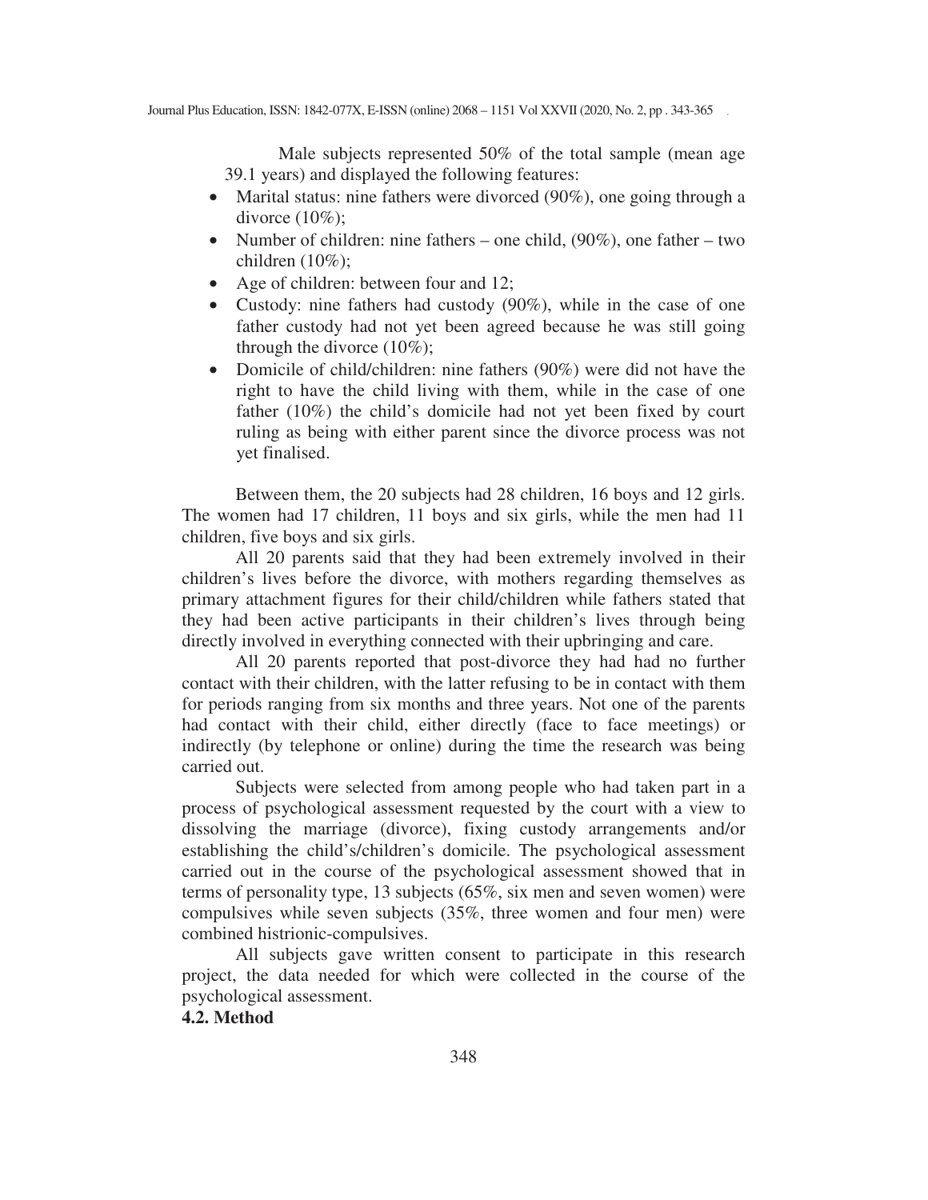Male subjects represented 50% of the total sample (mean age 39.1 years) and displayed the following features:

- Marital status: nine fathers were divorced (90%), one going through a divorce (10%);
- Number of children: nine fathers – one child, (90%), one father – two children (10%);
- Age of children: between four and 12;
- Custody: nine fathers had custody (90%), while in the case of one father custody had not yet been agreed because he was still going through the divorce (10%);
- Domicile of child/children: nine fathers (90%) were did not have the right to have the child living with them, while in the case of one father (10%) the child's domicile had not yet been fixed by court ruling as being with either parent since the divorce process was not yet finalised.

Between them, the 20 subjects had 28 children, 16 boys and 12 girls. The women had 17 children, 11 boys and six girls, while the men had 11 children, five boys and six girls.

All 20 parents said that they had been extremely involved in their children's lives before the divorce, with mothers regarding themselves as primary attachment figures for their child/children while fathers stated that they had been active participants in their children's lives through being directly involved in everything connected with their upbringing and care.

All 20 parents reported that post-divorce they had had no further contact with their children, with the latter refusing to be in contact with them for periods ranging from six months and three years. Not one of the parents had contact with their child, either directly (face to face meetings) or indirectly (by telephone or online) during the time the research was being carried out.

Subjects were selected from among people who had taken part in a process of psychological assessment requested by the court with a view to dissolving the marriage (divorce), fixing custody arrangements and/or establishing the child's/children's domicile. The psychological assessment carried out in the course of the psychological assessment showed that in terms of personality type, 13 subjects (65%, six men and seven women) were compulsives while seven subjects (35%, three women and four men) were combined histrionic-compulsives.

All subjects gave written consent to participate in this research project, the data needed for which were collected in the course of the psychological assessment.

**4.2. Method**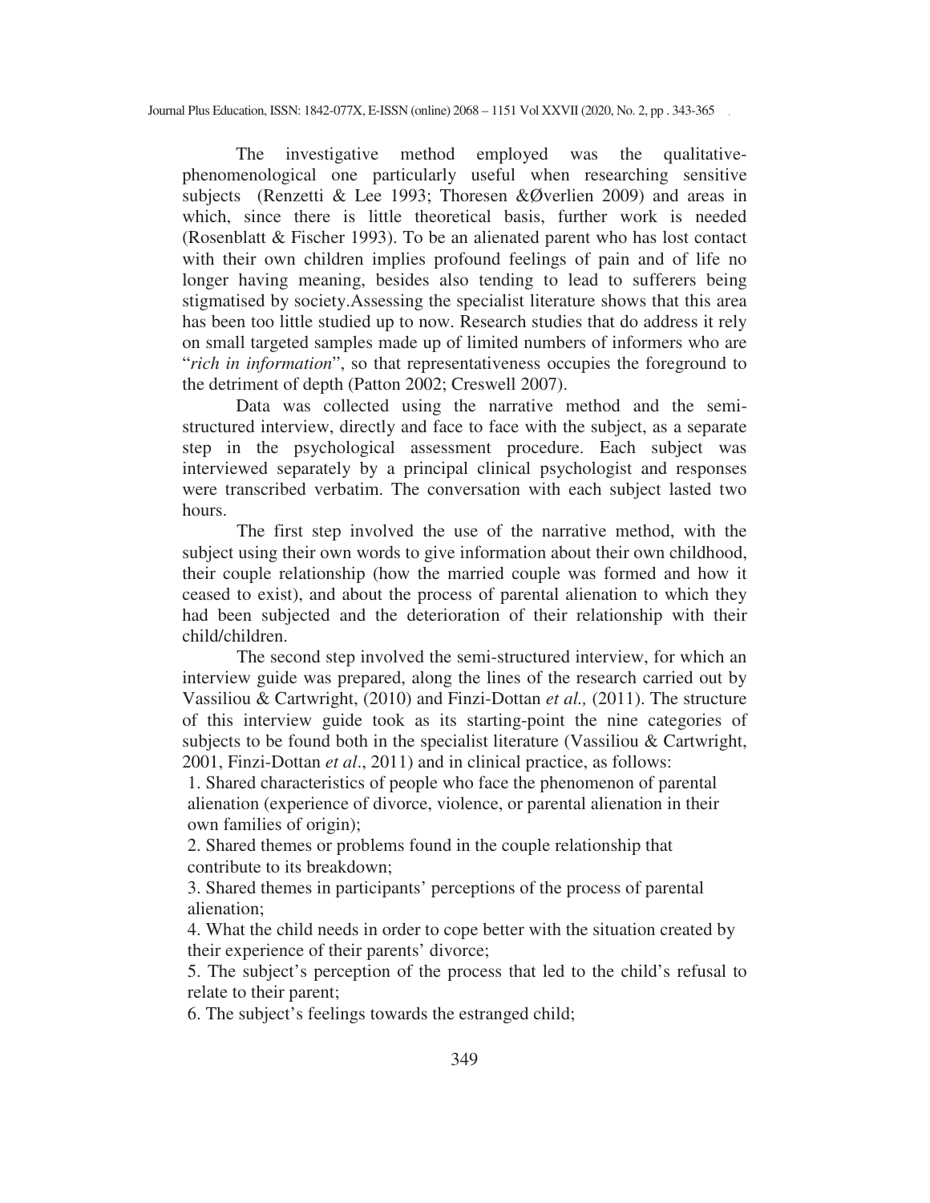The investigative method employed was the qualitative-phenomenological one particularly useful when researching sensitive subjects (Renzetti & Lee 1993; Thoresen &Øverlien 2009) and areas in which, since there is little theoretical basis, further work is needed (Rosenblatt & Fischer 1993). To be an alienated parent who has lost contact with their own children implies profound feelings of pain and of life no longer having meaning, besides also tending to lead to sufferers being stigmatised by society.Assessing the specialist literature shows that this area has been too little studied up to now. Research studies that do address it rely on small targeted samples made up of limited numbers of informers who are "*rich in information*", so that representativeness occupies the foreground to the detriment of depth (Patton 2002; Creswell 2007).

Data was collected using the narrative method and the semi-structured interview, directly and face to face with the subject, as a separate step in the psychological assessment procedure. Each subject was interviewed separately by a principal clinical psychologist and responses were transcribed verbatim. The conversation with each subject lasted two hours.

The first step involved the use of the narrative method, with the subject using their own words to give information about their own childhood, their couple relationship (how the married couple was formed and how it ceased to exist), and about the process of parental alienation to which they had been subjected and the deterioration of their relationship with their child/children.

The second step involved the semi-structured interview, for which an interview guide was prepared, along the lines of the research carried out by Vassiliou & Cartwright, (2010) and Finzi-Dottan *et al.,* (2011). The structure of this interview guide took as its starting-point the nine categories of subjects to be found both in the specialist literature (Vassiliou & Cartwright, 2001, Finzi-Dottan *et al*., 2011) and in clinical practice, as follows:

1. Shared characteristics of people who face the phenomenon of parental alienation (experience of divorce, violence, or parental alienation in their own families of origin);
2. Shared themes or problems found in the couple relationship that contribute to its breakdown;
3. Shared themes in participants' perceptions of the process of parental alienation;
4. What the child needs in order to cope better with the situation created by their experience of their parents' divorce;
5. The subject's perception of the process that led to the child's refusal to relate to their parent;
6. The subject's feelings towards the estranged child;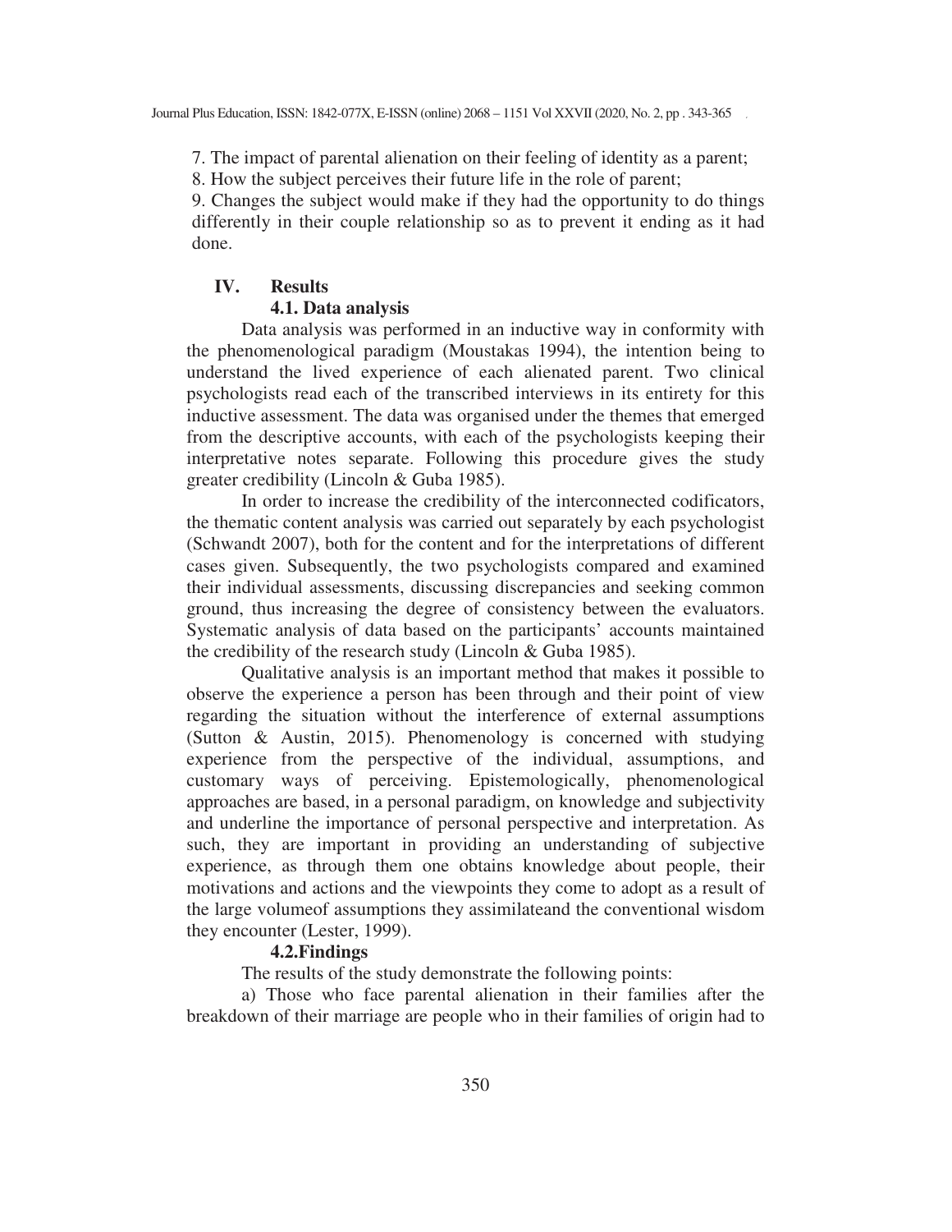7. The impact of parental alienation on their feeling of identity as a parent;

8. How the subject perceives their future life in the role of parent;

9. Changes the subject would make if they had the opportunity to do things differently in their couple relationship so as to prevent it ending as it had done.

## IV. Results

### 4.1. Data analysis

Data analysis was performed in an inductive way in conformity with the phenomenological paradigm (Moustakas 1994), the intention being to understand the lived experience of each alienated parent. Two clinical psychologists read each of the transcribed interviews in its entirety for this inductive assessment. The data was organised under the themes that emerged from the descriptive accounts, with each of the psychologists keeping their interpretative notes separate. Following this procedure gives the study greater credibility (Lincoln & Guba 1985).

In order to increase the credibility of the interconnected codificators, the thematic content analysis was carried out separately by each psychologist (Schwandt 2007), both for the content and for the interpretations of different cases given. Subsequently, the two psychologists compared and examined their individual assessments, discussing discrepancies and seeking common ground, thus increasing the degree of consistency between the evaluators. Systematic analysis of data based on the participants' accounts maintained the credibility of the research study (Lincoln & Guba 1985).

Qualitative analysis is an important method that makes it possible to observe the experience a person has been through and their point of view regarding the situation without the interference of external assumptions (Sutton & Austin, 2015). Phenomenology is concerned with studying experience from the perspective of the individual, assumptions, and customary ways of perceiving. Epistemologically, phenomenological approaches are based, in a personal paradigm, on knowledge and subjectivity and underline the importance of personal perspective and interpretation. As such, they are important in providing an understanding of subjective experience, as through them one obtains knowledge about people, their motivations and actions and the viewpoints they come to adopt as a result of the large volumeof assumptions they assimilateand the conventional wisdom they encounter (Lester, 1999).

### 4.2.Findings

The results of the study demonstrate the following points:

a) Those who face parental alienation in their families after the breakdown of their marriage are people who in their families of origin had to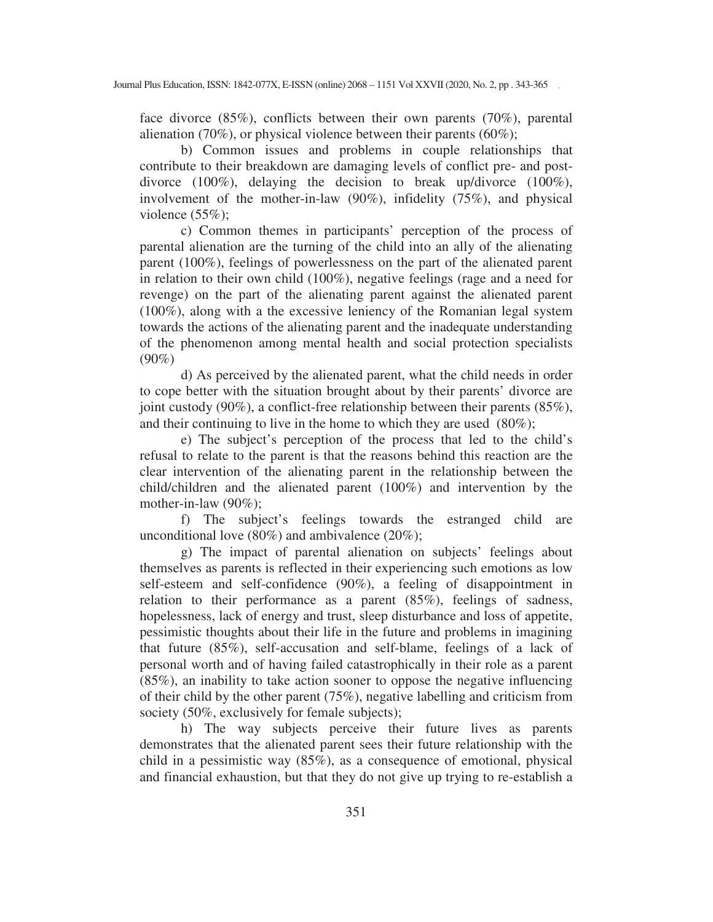face divorce (85%), conflicts between their own parents (70%), parental alienation (70%), or physical violence between their parents (60%);

b) Common issues and problems in couple relationships that contribute to their breakdown are damaging levels of conflict pre- and post-divorce (100%), delaying the decision to break up/divorce (100%), involvement of the mother-in-law (90%), infidelity (75%), and physical violence (55%);

c) Common themes in participants' perception of the process of parental alienation are the turning of the child into an ally of the alienating parent (100%), feelings of powerlessness on the part of the alienated parent in relation to their own child (100%), negative feelings (rage and a need for revenge) on the part of the alienating parent against the alienated parent (100%), along with a the excessive leniency of the Romanian legal system towards the actions of the alienating parent and the inadequate understanding of the phenomenon among mental health and social protection specialists (90%)

d) As perceived by the alienated parent, what the child needs in order to cope better with the situation brought about by their parents' divorce are joint custody (90%), a conflict-free relationship between their parents (85%), and their continuing to live in the home to which they are used (80%);

e) The subject's perception of the process that led to the child's refusal to relate to the parent is that the reasons behind this reaction are the clear intervention of the alienating parent in the relationship between the child/children and the alienated parent (100%) and intervention by the mother-in-law (90%);

f) The subject's feelings towards the estranged child are unconditional love (80%) and ambivalence (20%);

g) The impact of parental alienation on subjects' feelings about themselves as parents is reflected in their experiencing such emotions as low self-esteem and self-confidence (90%), a feeling of disappointment in relation to their performance as a parent (85%), feelings of sadness, hopelessness, lack of energy and trust, sleep disturbance and loss of appetite, pessimistic thoughts about their life in the future and problems in imagining that future (85%), self-accusation and self-blame, feelings of a lack of personal worth and of having failed catastrophically in their role as a parent (85%), an inability to take action sooner to oppose the negative influencing of their child by the other parent (75%), negative labelling and criticism from society (50%, exclusively for female subjects);

h) The way subjects perceive their future lives as parents demonstrates that the alienated parent sees their future relationship with the child in a pessimistic way (85%), as a consequence of emotional, physical and financial exhaustion, but that they do not give up trying to re-establish a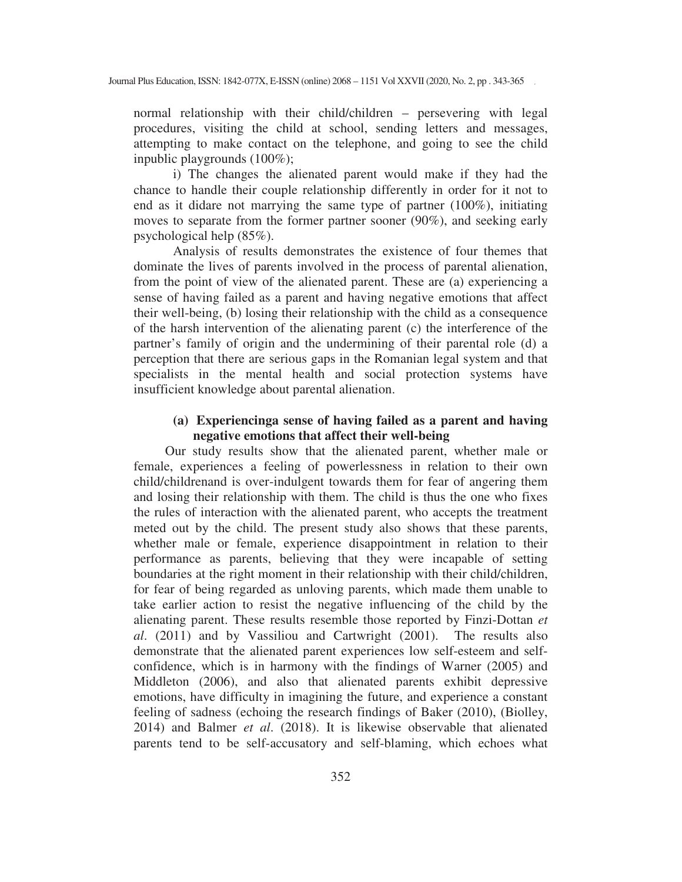normal relationship with their child/children – persevering with legal procedures, visiting the child at school, sending letters and messages, attempting to make contact on the telephone, and going to see the child inpublic playgrounds (100%);

i) The changes the alienated parent would make if they had the chance to handle their couple relationship differently in order for it not to end as it didare not marrying the same type of partner (100%), initiating moves to separate from the former partner sooner (90%), and seeking early psychological help (85%).

Analysis of results demonstrates the existence of four themes that dominate the lives of parents involved in the process of parental alienation, from the point of view of the alienated parent. These are (a) experiencing a sense of having failed as a parent and having negative emotions that affect their well-being, (b) losing their relationship with the child as a consequence of the harsh intervention of the alienating parent (c) the interference of the partner's family of origin and the undermining of their parental role (d) a perception that there are serious gaps in the Romanian legal system and that specialists in the mental health and social protection systems have insufficient knowledge about parental alienation.

### (a) Experiencinga sense of having failed as a parent and having negative emotions that affect their well-being

Our study results show that the alienated parent, whether male or female, experiences a feeling of powerlessness in relation to their own child/childrenand is over-indulgent towards them for fear of angering them and losing their relationship with them. The child is thus the one who fixes the rules of interaction with the alienated parent, who accepts the treatment meted out by the child. The present study also shows that these parents, whether male or female, experience disappointment in relation to their performance as parents, believing that they were incapable of setting boundaries at the right moment in their relationship with their child/children, for fear of being regarded as unloving parents, which made them unable to take earlier action to resist the negative influencing of the child by the alienating parent. These results resemble those reported by Finzi-Dottan *et al*. (2011) and by Vassiliou and Cartwright (2001). The results also demonstrate that the alienated parent experiences low self-esteem and self-confidence, which is in harmony with the findings of Warner (2005) and Middleton (2006), and also that alienated parents exhibit depressive emotions, have difficulty in imagining the future, and experience a constant feeling of sadness (echoing the research findings of Baker (2010), (Biolley, 2014) and Balmer *et al*. (2018). It is likewise observable that alienated parents tend to be self-accusatory and self-blaming, which echoes what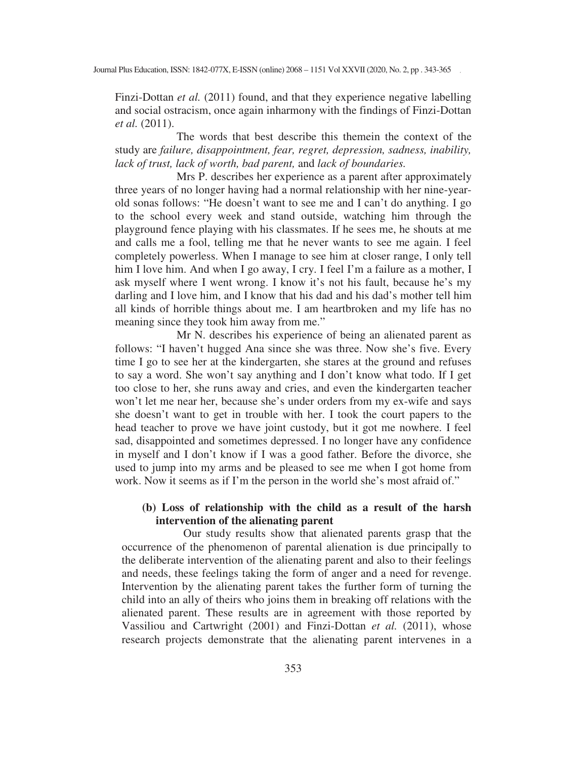Finzi-Dottan *et al.* (2011) found, and that they experience negative labelling and social ostracism, once again inharmony with the findings of Finzi-Dottan *et al.* (2011).

The words that best describe this themein the context of the study are *failure, disappointment, fear, regret, depression, sadness, inability, lack of trust, lack of worth, bad parent,* and *lack of boundaries.*

Mrs P. describes her experience as a parent after approximately three years of no longer having had a normal relationship with her nine-year-old sonas follows: "He doesn't want to see me and I can't do anything. I go to the school every week and stand outside, watching him through the playground fence playing with his classmates. If he sees me, he shouts at me and calls me a fool, telling me that he never wants to see me again. I feel completely powerless. When I manage to see him at closer range, I only tell him I love him. And when I go away, I cry. I feel I'm a failure as a mother, I ask myself where I went wrong. I know it's not his fault, because he's my darling and I love him, and I know that his dad and his dad's mother tell him all kinds of horrible things about me. I am heartbroken and my life has no meaning since they took him away from me."

Mr N. describes his experience of being an alienated parent as follows: "I haven't hugged Ana since she was three. Now she's five. Every time I go to see her at the kindergarten, she stares at the ground and refuses to say a word. She won't say anything and I don't know what todo. If I get too close to her, she runs away and cries, and even the kindergarten teacher won't let me near her, because she's under orders from my ex-wife and says she doesn't want to get in trouble with her. I took the court papers to the head teacher to prove we have joint custody, but it got me nowhere. I feel sad, disappointed and sometimes depressed. I no longer have any confidence in myself and I don't know if I was a good father. Before the divorce, she used to jump into my arms and be pleased to see me when I got home from work. Now it seems as if I'm the person in the world she's most afraid of."

**(b) Loss of relationship with the child as a result of the harsh intervention of the alienating parent**

Our study results show that alienated parents grasp that the occurrence of the phenomenon of parental alienation is due principally to the deliberate intervention of the alienating parent and also to their feelings and needs, these feelings taking the form of anger and a need for revenge. Intervention by the alienating parent takes the further form of turning the child into an ally of theirs who joins them in breaking off relations with the alienated parent. These results are in agreement with those reported by Vassiliou and Cartwright (2001) and Finzi-Dottan *et al.* (2011), whose research projects demonstrate that the alienating parent intervenes in a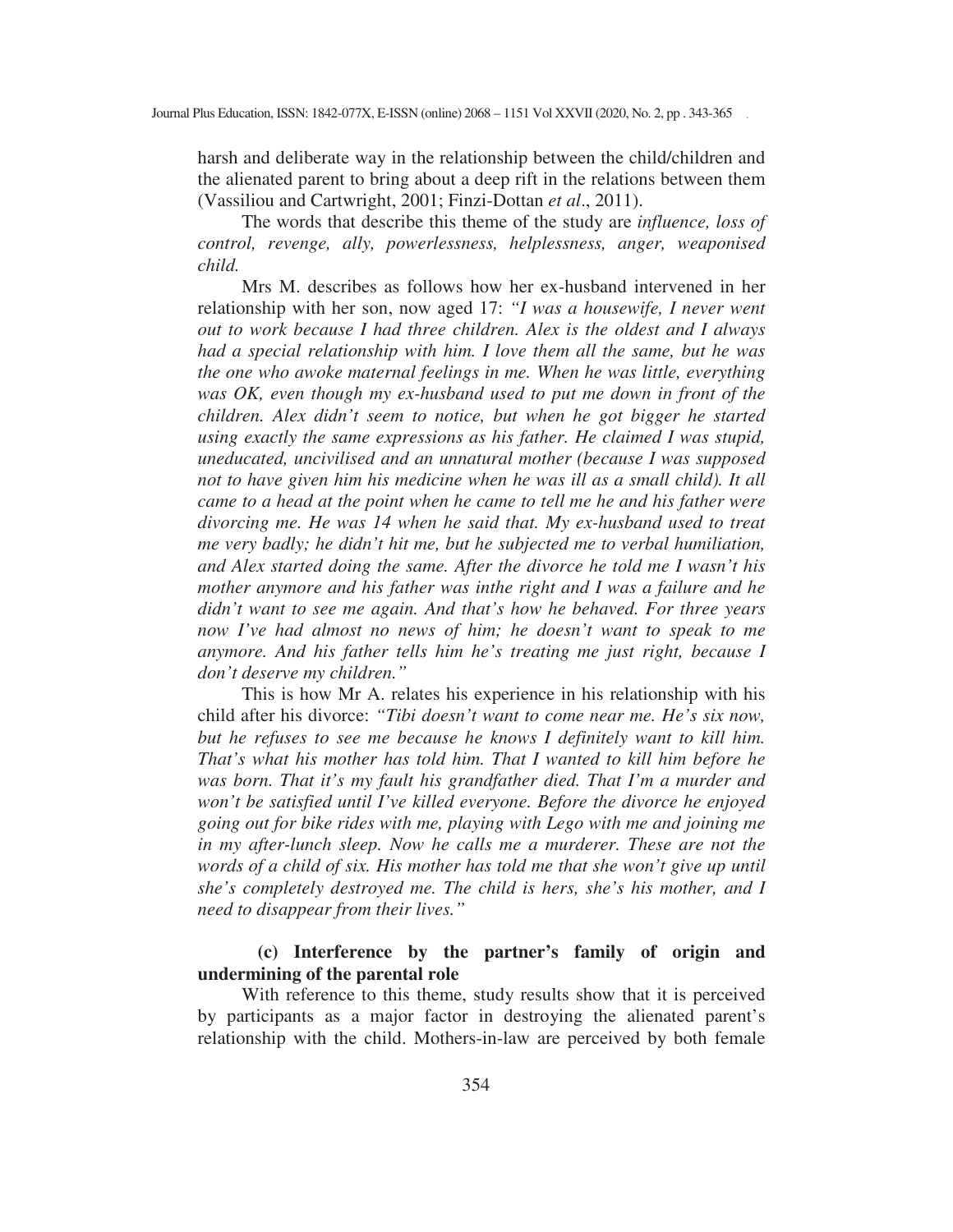harsh and deliberate way in the relationship between the child/children and the alienated parent to bring about a deep rift in the relations between them (Vassiliou and Cartwright, 2001; Finzi-Dottan *et al*., 2011).

The words that describe this theme of the study are *influence, loss of control, revenge, ally, powerlessness, helplessness, anger, weaponised child.*

Mrs M. describes as follows how her ex-husband intervened in her relationship with her son, now aged 17: *"I was a housewife, I never went out to work because I had three children. Alex is the oldest and I always had a special relationship with him. I love them all the same, but he was the one who awoke maternal feelings in me. When he was little, everything was OK, even though my ex-husband used to put me down in front of the children. Alex didn't seem to notice, but when he got bigger he started using exactly the same expressions as his father. He claimed I was stupid, uneducated, uncivilised and an unnatural mother (because I was supposed not to have given him his medicine when he was ill as a small child). It all came to a head at the point when he came to tell me he and his father were divorcing me. He was 14 when he said that. My ex-husband used to treat me very badly; he didn't hit me, but he subjected me to verbal humiliation, and Alex started doing the same. After the divorce he told me I wasn't his mother anymore and his father was inthe right and I was a failure and he didn't want to see me again. And that's how he behaved. For three years now I've had almost no news of him; he doesn't want to speak to me anymore. And his father tells him he's treating me just right, because I don't deserve my children."*

This is how Mr A. relates his experience in his relationship with his child after his divorce: *"Tibi doesn't want to come near me. He's six now, but he refuses to see me because he knows I definitely want to kill him. That's what his mother has told him. That I wanted to kill him before he was born. That it's my fault his grandfather died. That I'm a murder and won't be satisfied until I've killed everyone. Before the divorce he enjoyed going out for bike rides with me, playing with Lego with me and joining me in my after-lunch sleep. Now he calls me a murderer. These are not the words of a child of six. His mother has told me that she won't give up until she's completely destroyed me. The child is hers, she's his mother, and I need to disappear from their lives."*

**(c) Interference by the partner's family of origin and undermining of the parental role**

With reference to this theme, study results show that it is perceived by participants as a major factor in destroying the alienated parent's relationship with the child. Mothers-in-law are perceived by both female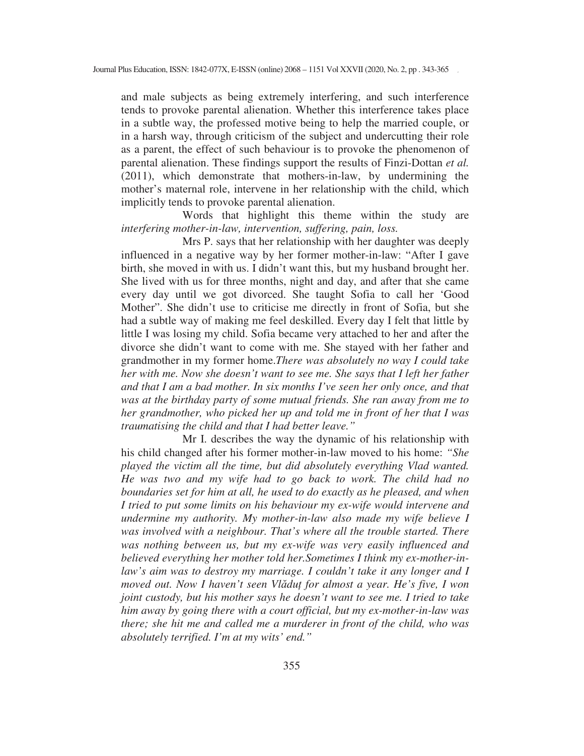and male subjects as being extremely interfering, and such interference tends to provoke parental alienation. Whether this interference takes place in a subtle way, the professed motive being to help the married couple, or in a harsh way, through criticism of the subject and undercutting their role as a parent, the effect of such behaviour is to provoke the phenomenon of parental alienation. These findings support the results of Finzi-Dottan *et al.* (2011), which demonstrate that mothers-in-law, by undermining the mother's maternal role, intervene in her relationship with the child, which implicitly tends to provoke parental alienation.

Words that highlight this theme within the study are *interfering mother-in-law, intervention, suffering, pain, loss.*

Mrs P. says that her relationship with her daughter was deeply influenced in a negative way by her former mother-in-law: "After I gave birth, she moved in with us. I didn't want this, but my husband brought her. She lived with us for three months, night and day, and after that she came every day until we got divorced. She taught Sofia to call her 'Good Mother". She didn't use to criticise me directly in front of Sofia, but she had a subtle way of making me feel deskilled. Every day I felt that little by little I was losing my child. Sofia became very attached to her and after the divorce she didn't want to come with me. She stayed with her father and grandmother in my former home.*There was absolutely no way I could take her with me. Now she doesn't want to see me. She says that I left her father and that I am a bad mother. In six months I've seen her only once, and that was at the birthday party of some mutual friends. She ran away from me to her grandmother, who picked her up and told me in front of her that I was traumatising the child and that I had better leave."*

Mr I. describes the way the dynamic of his relationship with his child changed after his former mother-in-law moved to his home: *"She played the victim all the time, but did absolutely everything Vlad wanted. He was two and my wife had to go back to work. The child had no boundaries set for him at all, he used to do exactly as he pleased, and when I tried to put some limits on his behaviour my ex-wife would intervene and undermine my authority. My mother-in-law also made my wife believe I was involved with a neighbour. That's where all the trouble started. There was nothing between us, but my ex-wife was very easily influenced and believed everything her mother told her.Sometimes I think my ex-mother-in-law's aim was to destroy my marriage. I couldn't take it any longer and I moved out. Now I haven't seen Vlăduț for almost a year. He's five, I won joint custody, but his mother says he doesn't want to see me. I tried to take him away by going there with a court official, but my ex-mother-in-law was there; she hit me and called me a murderer in front of the child, who was absolutely terrified. I'm at my wits' end."*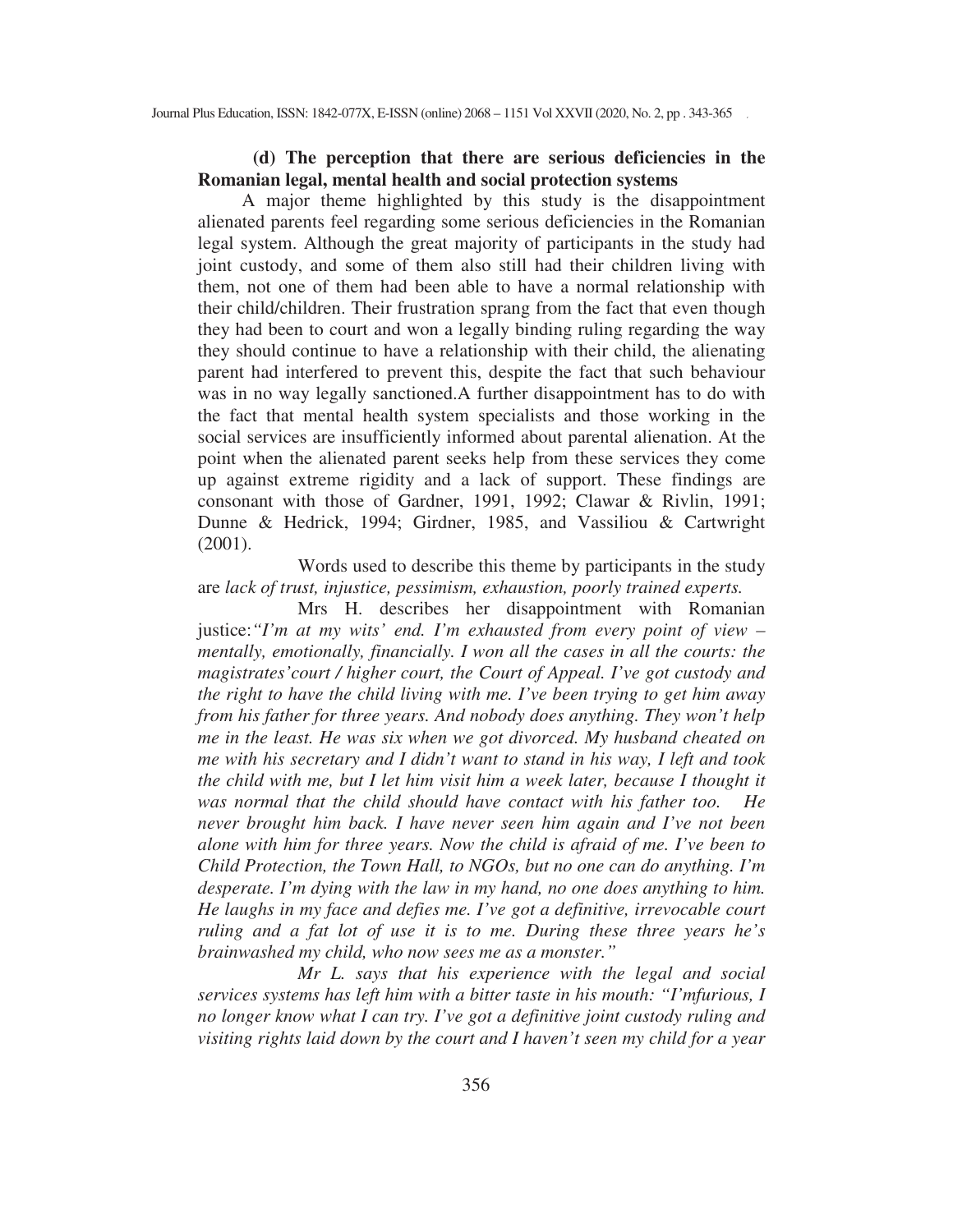**(d) The perception that there are serious deficiencies in the Romanian legal, mental health and social protection systems**

A major theme highlighted by this study is the disappointment alienated parents feel regarding some serious deficiencies in the Romanian legal system. Although the great majority of participants in the study had joint custody, and some of them also still had their children living with them, not one of them had been able to have a normal relationship with their child/children. Their frustration sprang from the fact that even though they had been to court and won a legally binding ruling regarding the way they should continue to have a relationship with their child, the alienating parent had interfered to prevent this, despite the fact that such behaviour was in no way legally sanctioned.A further disappointment has to do with the fact that mental health system specialists and those working in the social services are insufficiently informed about parental alienation. At the point when the alienated parent seeks help from these services they come up against extreme rigidity and a lack of support. These findings are consonant with those of Gardner, 1991, 1992; Clawar & Rivlin, 1991; Dunne & Hedrick, 1994; Girdner, 1985, and Vassiliou & Cartwright (2001).

Words used to describe this theme by participants in the study are *lack of trust, injustice, pessimism, exhaustion, poorly trained experts.*

Mrs H. describes her disappointment with Romanian justice:*"I'm at my wits' end. I'm exhausted from every point of view – mentally, emotionally, financially. I won all the cases in all the courts: the magistrates'court / higher court, the Court of Appeal. I've got custody and the right to have the child living with me. I've been trying to get him away from his father for three years. And nobody does anything. They won't help me in the least. He was six when we got divorced. My husband cheated on me with his secretary and I didn't want to stand in his way, I left and took the child with me, but I let him visit him a week later, because I thought it was normal that the child should have contact with his father too. He never brought him back. I have never seen him again and I've not been alone with him for three years. Now the child is afraid of me. I've been to Child Protection, the Town Hall, to NGOs, but no one can do anything. I'm desperate. I'm dying with the law in my hand, no one does anything to him. He laughs in my face and defies me. I've got a definitive, irrevocable court ruling and a fat lot of use it is to me. During these three years he's brainwashed my child, who now sees me as a monster."*

*Mr L. says that his experience with the legal and social services systems has left him with a bitter taste in his mouth: "I'mfurious, I no longer know what I can try. I've got a definitive joint custody ruling and visiting rights laid down by the court and I haven't seen my child for a year*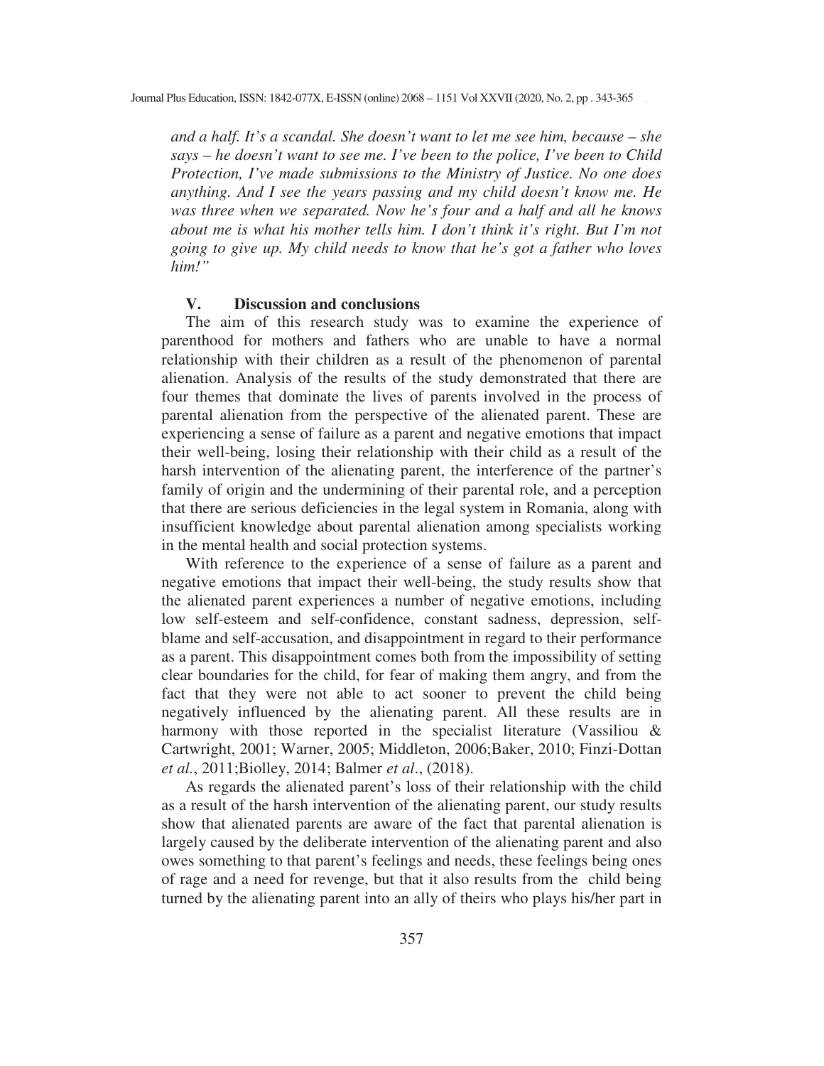*and a half. It's a scandal. She doesn't want to let me see him, because – she says – he doesn't want to see me. I've been to the police, I've been to Child Protection, I've made submissions to the Ministry of Justice. No one does anything. And I see the years passing and my child doesn't know me. He was three when we separated. Now he's four and a half and all he knows about me is what his mother tells him. I don't think it's right. But I'm not going to give up. My child needs to know that he's got a father who loves him!"*

## V. Discussion and conclusions

The aim of this research study was to examine the experience of parenthood for mothers and fathers who are unable to have a normal relationship with their children as a result of the phenomenon of parental alienation. Analysis of the results of the study demonstrated that there are four themes that dominate the lives of parents involved in the process of parental alienation from the perspective of the alienated parent. These are experiencing a sense of failure as a parent and negative emotions that impact their well-being, losing their relationship with their child as a result of the harsh intervention of the alienating parent, the interference of the partner's family of origin and the undermining of their parental role, and a perception that there are serious deficiencies in the legal system in Romania, along with insufficient knowledge about parental alienation among specialists working in the mental health and social protection systems.

With reference to the experience of a sense of failure as a parent and negative emotions that impact their well-being, the study results show that the alienated parent experiences a number of negative emotions, including low self-esteem and self-confidence, constant sadness, depression, self-blame and self-accusation, and disappointment in regard to their performance as a parent. This disappointment comes both from the impossibility of setting clear boundaries for the child, for fear of making them angry, and from the fact that they were not able to act sooner to prevent the child being negatively influenced by the alienating parent. All these results are in harmony with those reported in the specialist literature (Vassiliou & Cartwright, 2001; Warner, 2005; Middleton, 2006;Baker, 2010; Finzi-Dottan *et al.*, 2011;Biolley, 2014; Balmer *et al*., (2018).

As regards the alienated parent's loss of their relationship with the child as a result of the harsh intervention of the alienating parent, our study results show that alienated parents are aware of the fact that parental alienation is largely caused by the deliberate intervention of the alienating parent and also owes something to that parent's feelings and needs, these feelings being ones of rage and a need for revenge, but that it also results from the child being turned by the alienating parent into an ally of theirs who plays his/her part in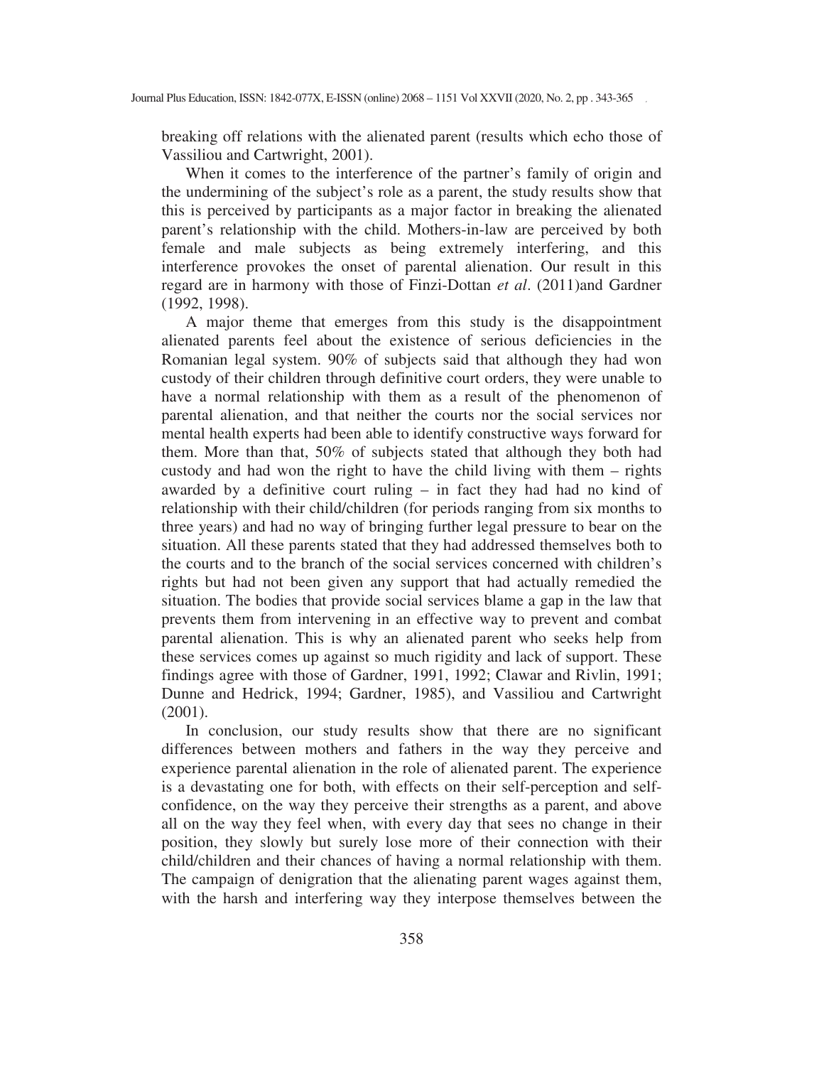breaking off relations with the alienated parent (results which echo those of Vassiliou and Cartwright, 2001).

When it comes to the interference of the partner's family of origin and the undermining of the subject's role as a parent, the study results show that this is perceived by participants as a major factor in breaking the alienated parent's relationship with the child. Mothers-in-law are perceived by both female and male subjects as being extremely interfering, and this interference provokes the onset of parental alienation. Our result in this regard are in harmony with those of Finzi-Dottan *et al*. (2011)and Gardner (1992, 1998).

A major theme that emerges from this study is the disappointment alienated parents feel about the existence of serious deficiencies in the Romanian legal system. 90% of subjects said that although they had won custody of their children through definitive court orders, they were unable to have a normal relationship with them as a result of the phenomenon of parental alienation, and that neither the courts nor the social services nor mental health experts had been able to identify constructive ways forward for them. More than that, 50% of subjects stated that although they both had custody and had won the right to have the child living with them – rights awarded by a definitive court ruling – in fact they had had no kind of relationship with their child/children (for periods ranging from six months to three years) and had no way of bringing further legal pressure to bear on the situation. All these parents stated that they had addressed themselves both to the courts and to the branch of the social services concerned with children's rights but had not been given any support that had actually remedied the situation. The bodies that provide social services blame a gap in the law that prevents them from intervening in an effective way to prevent and combat parental alienation. This is why an alienated parent who seeks help from these services comes up against so much rigidity and lack of support. These findings agree with those of Gardner, 1991, 1992; Clawar and Rivlin, 1991; Dunne and Hedrick, 1994; Gardner, 1985), and Vassiliou and Cartwright (2001).

In conclusion, our study results show that there are no significant differences between mothers and fathers in the way they perceive and experience parental alienation in the role of alienated parent. The experience is a devastating one for both, with effects on their self-perception and self-confidence, on the way they perceive their strengths as a parent, and above all on the way they feel when, with every day that sees no change in their position, they slowly but surely lose more of their connection with their child/children and their chances of having a normal relationship with them. The campaign of denigration that the alienating parent wages against them, with the harsh and interfering way they interpose themselves between the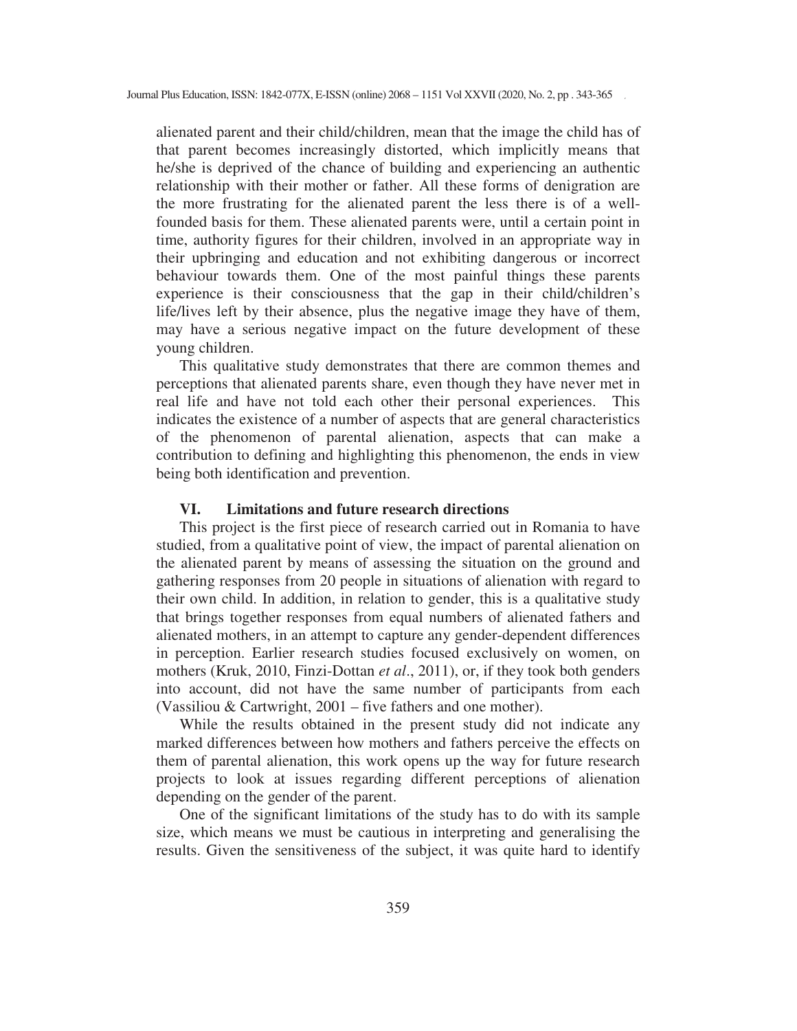alienated parent and their child/children, mean that the image the child has of that parent becomes increasingly distorted, which implicitly means that he/she is deprived of the chance of building and experiencing an authentic relationship with their mother or father. All these forms of denigration are the more frustrating for the alienated parent the less there is of a well-founded basis for them. These alienated parents were, until a certain point in time, authority figures for their children, involved in an appropriate way in their upbringing and education and not exhibiting dangerous or incorrect behaviour towards them. One of the most painful things these parents experience is their consciousness that the gap in their child/children's life/lives left by their absence, plus the negative image they have of them, may have a serious negative impact on the future development of these young children.

This qualitative study demonstrates that there are common themes and perceptions that alienated parents share, even though they have never met in real life and have not told each other their personal experiences. This indicates the existence of a number of aspects that are general characteristics of the phenomenon of parental alienation, aspects that can make a contribution to defining and highlighting this phenomenon, the ends in view being both identification and prevention.

## VI. Limitations and future research directions

This project is the first piece of research carried out in Romania to have studied, from a qualitative point of view, the impact of parental alienation on the alienated parent by means of assessing the situation on the ground and gathering responses from 20 people in situations of alienation with regard to their own child. In addition, in relation to gender, this is a qualitative study that brings together responses from equal numbers of alienated fathers and alienated mothers, in an attempt to capture any gender-dependent differences in perception. Earlier research studies focused exclusively on women, on mothers (Kruk, 2010, Finzi-Dottan *et al*., 2011), or, if they took both genders into account, did not have the same number of participants from each (Vassiliou & Cartwright, 2001 – five fathers and one mother).

While the results obtained in the present study did not indicate any marked differences between how mothers and fathers perceive the effects on them of parental alienation, this work opens up the way for future research projects to look at issues regarding different perceptions of alienation depending on the gender of the parent.

One of the significant limitations of the study has to do with its sample size, which means we must be cautious in interpreting and generalising the results. Given the sensitiveness of the subject, it was quite hard to identify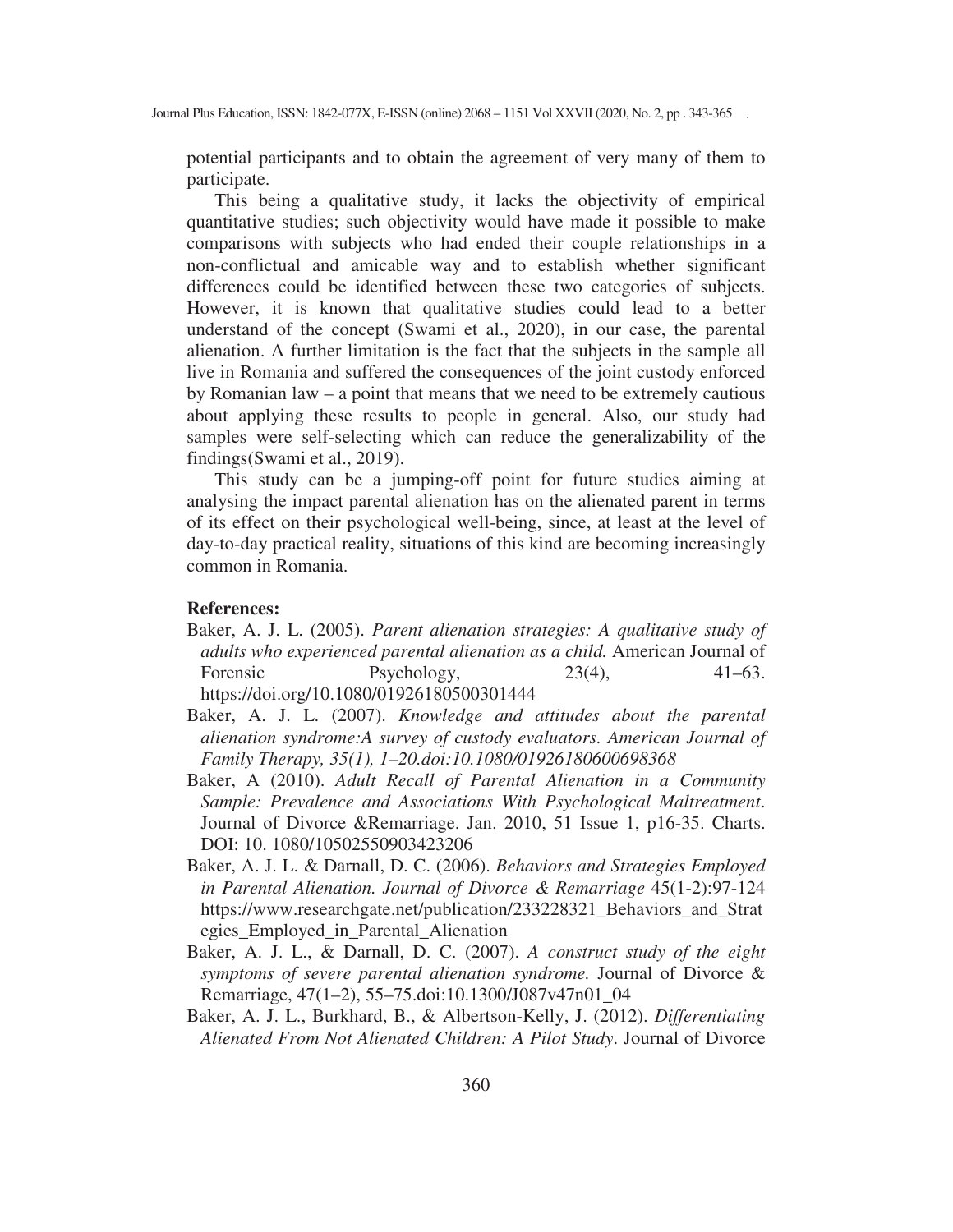potential participants and to obtain the agreement of very many of them to participate.

This being a qualitative study, it lacks the objectivity of empirical quantitative studies; such objectivity would have made it possible to make comparisons with subjects who had ended their couple relationships in a non-conflictual and amicable way and to establish whether significant differences could be identified between these two categories of subjects. However, it is known that qualitative studies could lead to a better understand of the concept (Swami et al., 2020), in our case, the parental alienation. A further limitation is the fact that the subjects in the sample all live in Romania and suffered the consequences of the joint custody enforced by Romanian law – a point that means that we need to be extremely cautious about applying these results to people in general. Also, our study had samples were self-selecting which can reduce the generalizability of the findings(Swami et al., 2019).

This study can be a jumping-off point for future studies aiming at analysing the impact parental alienation has on the alienated parent in terms of its effect on their psychological well-being, since, at least at the level of day-to-day practical reality, situations of this kind are becoming increasingly common in Romania.

**References:**

Baker, A. J. L. (2005). *Parent alienation strategies: A qualitative study of adults who experienced parental alienation as a child.* American Journal of Forensic Psychology, 23(4), 41–63. https://doi.org/10.1080/01926180500301444

Baker, A. J. L. (2007). *Knowledge and attitudes about the parental alienation syndrome:A survey of custody evaluators. American Journal of Family Therapy, 35(1), 1–20.doi:10.1080/01926180600698368*

Baker, A (2010). *Adult Recall of Parental Alienation in a Community Sample: Prevalence and Associations With Psychological Maltreatment*. Journal of Divorce &Remarriage. Jan. 2010, 51 Issue 1, p16-35. Charts. DOI: 10. 1080/10502550903423206

Baker, A. J. L. & Darnall, D. C. (2006). *Behaviors and Strategies Employed in Parental Alienation. Journal of Divorce & Remarriage* 45(1-2):97-124 https://www.researchgate.net/publication/233228321_Behaviors_and_Strategies_Employed_in_Parental_Alienation

Baker, A. J. L., & Darnall, D. C. (2007). *A construct study of the eight symptoms of severe parental alienation syndrome.* Journal of Divorce & Remarriage, 47(1–2), 55–75.doi:10.1300/J087v47n01_04

Baker, A. J. L., Burkhard, B., & Albertson-Kelly, J. (2012). *Differentiating Alienated From Not Alienated Children: A Pilot Study*. Journal of Divorce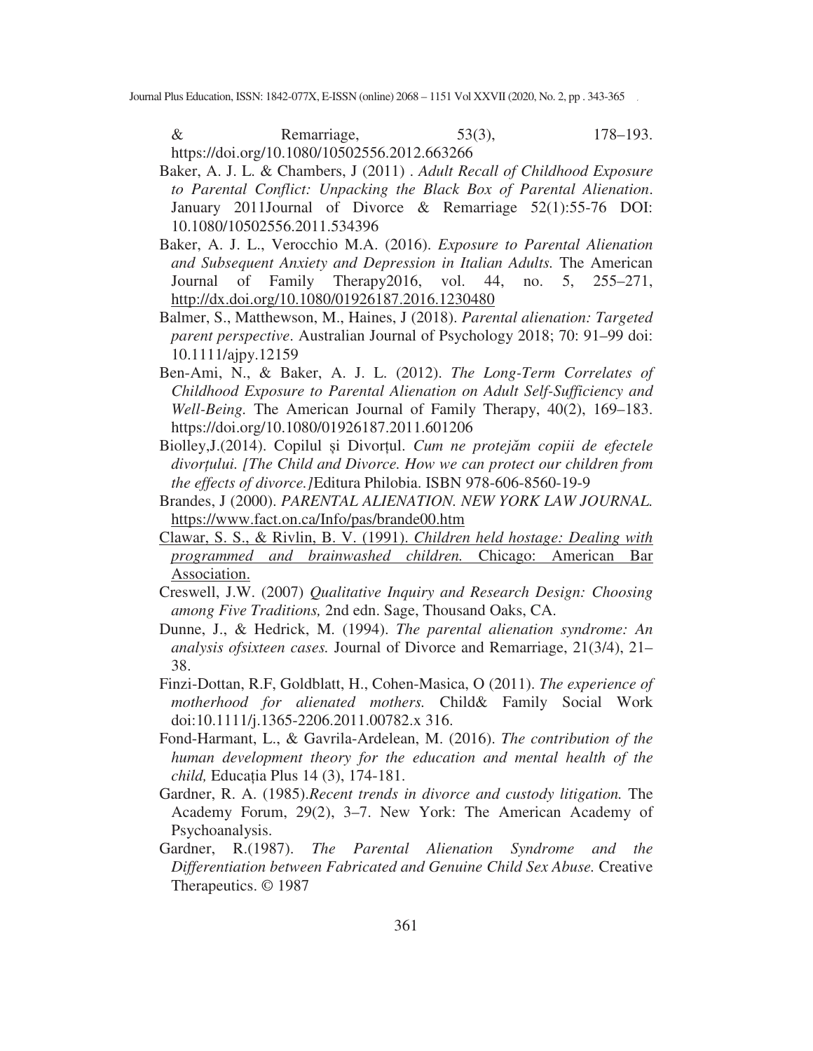& Remarriage, 53(3), 178–193. https://doi.org/10.1080/10502556.2012.663266

Baker, A. J. L. & Chambers, J (2011) . *Adult Recall of Childhood Exposure to Parental Conflict: Unpacking the Black Box of Parental Alienation*. January 2011Journal of Divorce & Remarriage 52(1):55-76 DOI: 10.1080/10502556.2011.534396

Baker, A. J. L., Verocchio M.A. (2016). *Exposure to Parental Alienation and Subsequent Anxiety and Depression in Italian Adults.* The American Journal of Family Therapy2016, vol. 44, no. 5, 255–271, http://dx.doi.org/10.1080/01926187.2016.1230480

Balmer, S., Matthewson, M., Haines, J (2018). *Parental alienation: Targeted parent perspective*. Australian Journal of Psychology 2018; 70: 91–99 doi: 10.1111/ajpy.12159

Ben-Ami, N., & Baker, A. J. L. (2012). *The Long-Term Correlates of Childhood Exposure to Parental Alienation on Adult Self-Sufficiency and Well-Being.* The American Journal of Family Therapy, 40(2), 169–183. https://doi.org/10.1080/01926187.2011.601206

Biolley,J.(2014). Copilul și Divorțul. *Cum ne protejăm copiii de efectele divorțului. [The Child and Divorce. How we can protect our children from the effects of divorce.]*Editura Philobia. ISBN 978-606-8560-19-9

Brandes, J (2000). *PARENTAL ALIENATION. NEW YORK LAW JOURNAL.* https://www.fact.on.ca/Info/pas/brande00.htm

Clawar, S. S., & Rivlin, B. V. (1991). *Children held hostage: Dealing with programmed and brainwashed children.* Chicago: American Bar Association.

Creswell, J.W. (2007) *Qualitative Inquiry and Research Design: Choosing among Five Traditions,* 2nd edn. Sage, Thousand Oaks, CA.

Dunne, J., & Hedrick, M. (1994). *The parental alienation syndrome: An analysis ofsixteen cases.* Journal of Divorce and Remarriage, 21(3/4), 21–38.

Finzi-Dottan, R.F, Goldblatt, H., Cohen-Masica, O (2011). *The experience of motherhood for alienated mothers.* Child& Family Social Work doi:10.1111/j.1365-2206.2011.00782.x 316.

Fond-Harmant, L., & Gavrila-Ardelean, M. (2016). *The contribution of the human development theory for the education and mental health of the child,* Educația Plus 14 (3), 174-181.

Gardner, R. A. (1985).*Recent trends in divorce and custody litigation.* The Academy Forum, 29(2), 3–7. New York: The American Academy of Psychoanalysis.

Gardner, R.(1987). *The Parental Alienation Syndrome and the Differentiation between Fabricated and Genuine Child Sex Abuse.* Creative Therapeutics. © 1987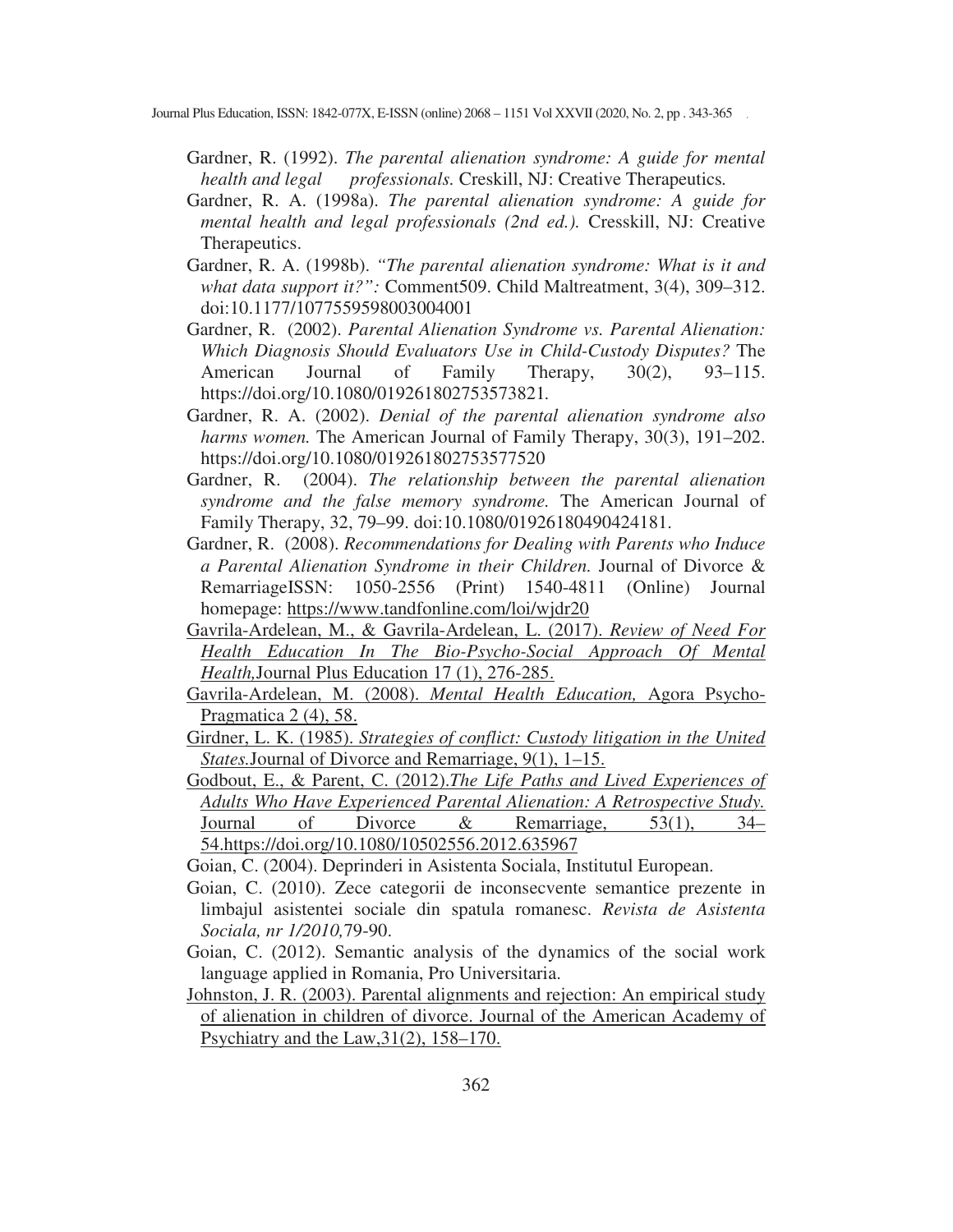Gardner, R. (1992). *The parental alienation syndrome: A guide for mental health and legal professionals.* Creskill, NJ: Creative Therapeutics.

Gardner, R. A. (1998a). *The parental alienation syndrome: A guide for mental health and legal professionals (2nd ed.).* Cresskill, NJ: Creative Therapeutics.

Gardner, R. A. (1998b). *"The parental alienation syndrome: What is it and what data support it?":* Comment509. Child Maltreatment, 3(4), 309–312. doi:10.1177/1077559598003004001

Gardner, R. (2002). *Parental Alienation Syndrome vs. Parental Alienation: Which Diagnosis Should Evaluators Use in Child-Custody Disputes?* The American Journal of Family Therapy, 30(2), 93–115. https://doi.org/10.1080/019261802753573821.

Gardner, R. A. (2002). *Denial of the parental alienation syndrome also harms women.* The American Journal of Family Therapy, 30(3), 191–202. https://doi.org/10.1080/019261802753577520

Gardner, R. (2004). *The relationship between the parental alienation syndrome and the false memory syndrome.* The American Journal of Family Therapy, 32, 79–99. doi:10.1080/01926180490424181.

Gardner, R. (2008). *Recommendations for Dealing with Parents who Induce a Parental Alienation Syndrome in their Children.* Journal of Divorce & RemarriageISSN: 1050-2556 (Print) 1540-4811 (Online) Journal homepage: https://www.tandfonline.com/loi/wjdr20

Gavrila-Ardelean, M., & Gavrila-Ardelean, L. (2017). *Review of Need For Health Education In The Bio-Psycho-Social Approach Of Mental Health,*Journal Plus Education 17 (1), 276-285.

Gavrila-Ardelean, M. (2008). *Mental Health Education,* Agora Psycho-Pragmatica 2 (4), 58.

Girdner, L. K. (1985). *Strategies of conflict: Custody litigation in the United States.*Journal of Divorce and Remarriage, 9(1), 1–15.

Godbout, E., & Parent, C. (2012).*The Life Paths and Lived Experiences of Adults Who Have Experienced Parental Alienation: A Retrospective Study.* Journal of Divorce & Remarriage, 53(1), 34–54.https://doi.org/10.1080/10502556.2012.635967

Goian, C. (2004). Deprinderi in Asistenta Sociala, Institutul European.

Goian, C. (2010). Zece categorii de inconsecvente semantice prezente in limbajul asistentei sociale din spatula romanesc. *Revista de Asistenta Sociala, nr 1/2010,*79-90.

Goian, C. (2012). Semantic analysis of the dynamics of the social work language applied in Romania, Pro Universitaria.

Johnston, J. R. (2003). Parental alignments and rejection: An empirical study of alienation in children of divorce. Journal of the American Academy of Psychiatry and the Law,31(2), 158–170.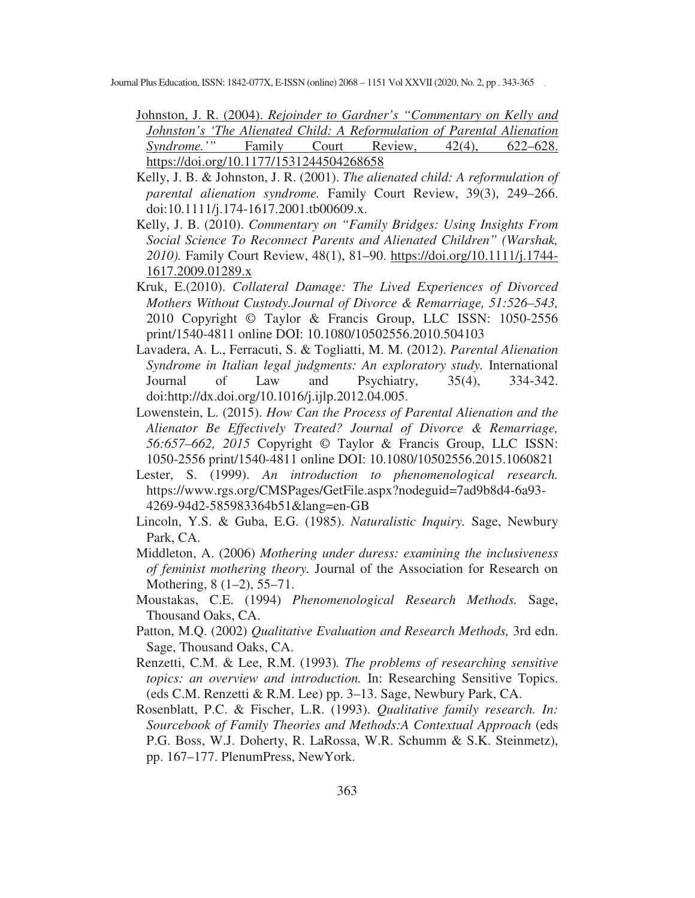Johnston, J. R. (2004). *Rejoinder to Gardner's "Commentary on Kelly and Johnston's 'The Alienated Child: A Reformulation of Parental Alienation Syndrome.'"* Family Court Review, 42(4), 622–628. https://doi.org/10.1177/1531244504268658

Kelly, J. B. & Johnston, J. R. (2001). *The alienated child: A reformulation of parental alienation syndrome.* Family Court Review, 39(3), 249–266. doi:10.1111/j.174-1617.2001.tb00609.x.

Kelly, J. B. (2010). *Commentary on "Family Bridges: Using Insights From Social Science To Reconnect Parents and Alienated Children" (Warshak, 2010).* Family Court Review, 48(1), 81–90. https://doi.org/10.1111/j.1744-1617.2009.01289.x

Kruk, E.(2010). *Collateral Damage: The Lived Experiences of Divorced Mothers Without Custody.Journal of Divorce & Remarriage, 51:526–543,* 2010 Copyright © Taylor & Francis Group, LLC ISSN: 1050-2556 print/1540-4811 online DOI: 10.1080/10502556.2010.504103

Lavadera, A. L., Ferracuti, S. & Togliatti, M. M. (2012). *Parental Alienation Syndrome in Italian legal judgments: An exploratory study.* International Journal of Law and Psychiatry, 35(4), 334-342. doi:http://dx.doi.org/10.1016/j.ijlp.2012.04.005.

Lowenstein, L. (2015). *How Can the Process of Parental Alienation and the Alienator Be Effectively Treated? Journal of Divorce & Remarriage, 56:657–662, 2015* Copyright © Taylor & Francis Group, LLC ISSN: 1050-2556 print/1540-4811 online DOI: 10.1080/10502556.2015.1060821

Lester, S. (1999). *An introduction to phenomenological research.* https://www.rgs.org/CMSPages/GetFile.aspx?nodeguid=7ad9b8d4-6a93-4269-94d2-585983364b51&lang=en-GB

Lincoln, Y.S. & Guba, E.G. (1985). *Naturalistic Inquiry.* Sage, Newbury Park, CA.

Middleton, A. (2006) *Mothering under duress: examining the inclusiveness of feminist mothering theory.* Journal of the Association for Research on Mothering, 8 (1–2), 55–71.

Moustakas, C.E. (1994) *Phenomenological Research Methods.* Sage, Thousand Oaks, CA.

Patton, M.Q. (2002) *Qualitative Evaluation and Research Methods,* 3rd edn. Sage, Thousand Oaks, CA.

Renzetti, C.M. & Lee, R.M. (1993). *The problems of researching sensitive topics: an overview and introduction.* In: Researching Sensitive Topics. (eds C.M. Renzetti & R.M. Lee) pp. 3–13. Sage, Newbury Park, CA.

Rosenblatt, P.C. & Fischer, L.R. (1993). *Qualitative family research. In: Sourcebook of Family Theories and Methods:A Contextual Approach* (eds P.G. Boss, W.J. Doherty, R. LaRossa, W.R. Schumm & S.K. Steinmetz), pp. 167–177. PlenumPress, NewYork.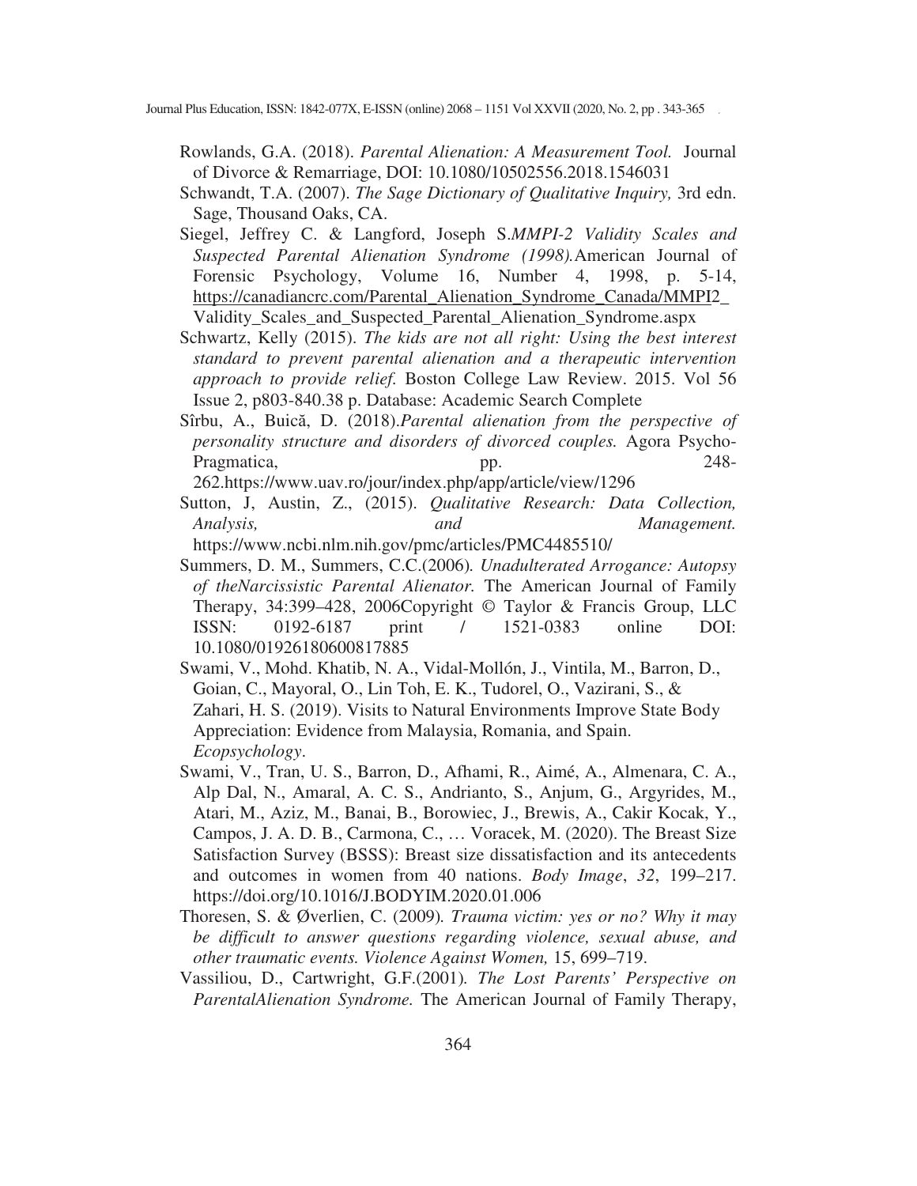Rowlands, G.A. (2018). *Parental Alienation: A Measurement Tool.* Journal of Divorce & Remarriage, DOI: 10.1080/10502556.2018.1546031

Schwandt, T.A. (2007). *The Sage Dictionary of Qualitative Inquiry,* 3rd edn. Sage, Thousand Oaks, CA.

Siegel, Jeffrey C. & Langford, Joseph S.*MMPI-2 Validity Scales and Suspected Parental Alienation Syndrome (1998).*American Journal of Forensic Psychology, Volume 16, Number 4, 1998, p. 5-14, https://canadiancrc.com/Parental_Alienation_Syndrome_Canada/MMPI2_Validity_Scales_and_Suspected_Parental_Alienation_Syndrome.aspx

Schwartz, Kelly (2015). *The kids are not all right: Using the best interest standard to prevent parental alienation and a therapeutic intervention approach to provide relief.* Boston College Law Review. 2015. Vol 56 Issue 2, p803-840.38 p. Database: Academic Search Complete

Sîrbu, A., Buică, D. (2018).*Parental alienation from the perspective of personality structure and disorders of divorced couples.* Agora Psycho-Pragmatica, pp. 248-262.https://www.uav.ro/jour/index.php/app/article/view/1296

Sutton, J, Austin, Z., (2015). *Qualitative Research: Data Collection, Analysis, and Management.* https://www.ncbi.nlm.nih.gov/pmc/articles/PMC4485510/

Summers, D. M., Summers, C.C.(2006)*. Unadulterated Arrogance: Autopsy of theNarcissistic Parental Alienator.* The American Journal of Family Therapy, 34:399–428, 2006Copyright © Taylor & Francis Group, LLC ISSN: 0192-6187 print / 1521-0383 online DOI: 10.1080/01926180600817885

Swami, V., Mohd. Khatib, N. A., Vidal-Mollón, J., Vintila, M., Barron, D., Goian, C., Mayoral, O., Lin Toh, E. K., Tudorel, O., Vazirani, S., & Zahari, H. S. (2019). Visits to Natural Environments Improve State Body Appreciation: Evidence from Malaysia, Romania, and Spain. *Ecopsychology*.

Swami, V., Tran, U. S., Barron, D., Afhami, R., Aimé, A., Almenara, C. A., Alp Dal, N., Amaral, A. C. S., Andrianto, S., Anjum, G., Argyrides, M., Atari, M., Aziz, M., Banai, B., Borowiec, J., Brewis, A., Cakir Kocak, Y., Campos, J. A. D. B., Carmona, C., … Voracek, M. (2020). The Breast Size Satisfaction Survey (BSSS): Breast size dissatisfaction and its antecedents and outcomes in women from 40 nations. *Body Image*, *32*, 199–217. https://doi.org/10.1016/J.BODYIM.2020.01.006

Thoresen, S. & Øverlien, C. (2009)*. Trauma victim: yes or no? Why it may be difficult to answer questions regarding violence, sexual abuse, and other traumatic events. Violence Against Women,* 15, 699–719.

Vassiliou, D., Cartwright, G.F.(2001)*. The Lost Parents' Perspective on ParentalAlienation Syndrome.* The American Journal of Family Therapy,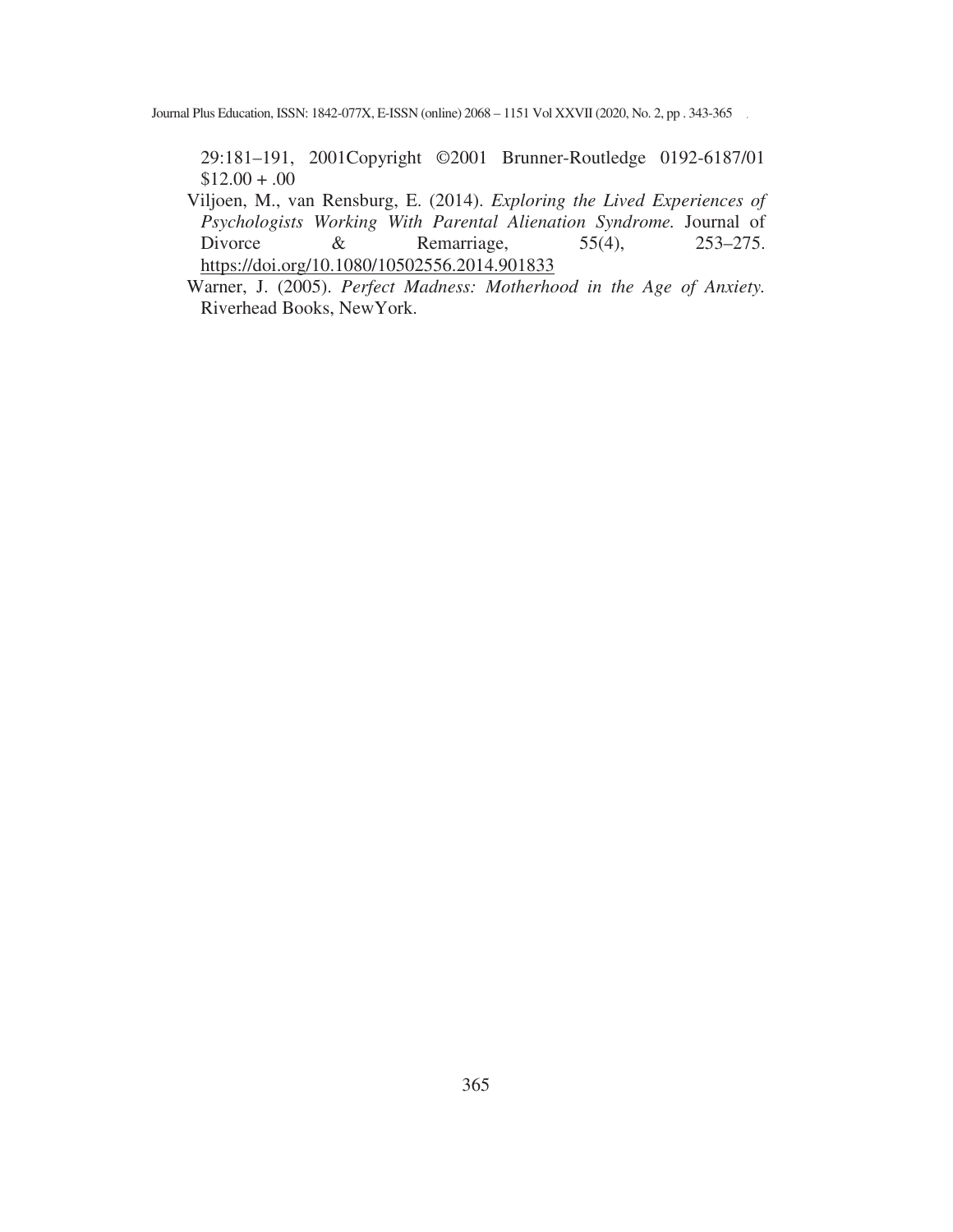29:181–191, 2001Copyright ©2001 Brunner-Routledge 0192-6187/01 $12.00 + .00

Viljoen, M., van Rensburg, E. (2014). *Exploring the Lived Experiences of Psychologists Working With Parental Alienation Syndrome.* Journal of Divorce & Remarriage, 55(4), 253–275. https://doi.org/10.1080/10502556.2014.901833

Warner, J. (2005). *Perfect Madness: Motherhood in the Age of Anxiety.* Riverhead Books, NewYork.